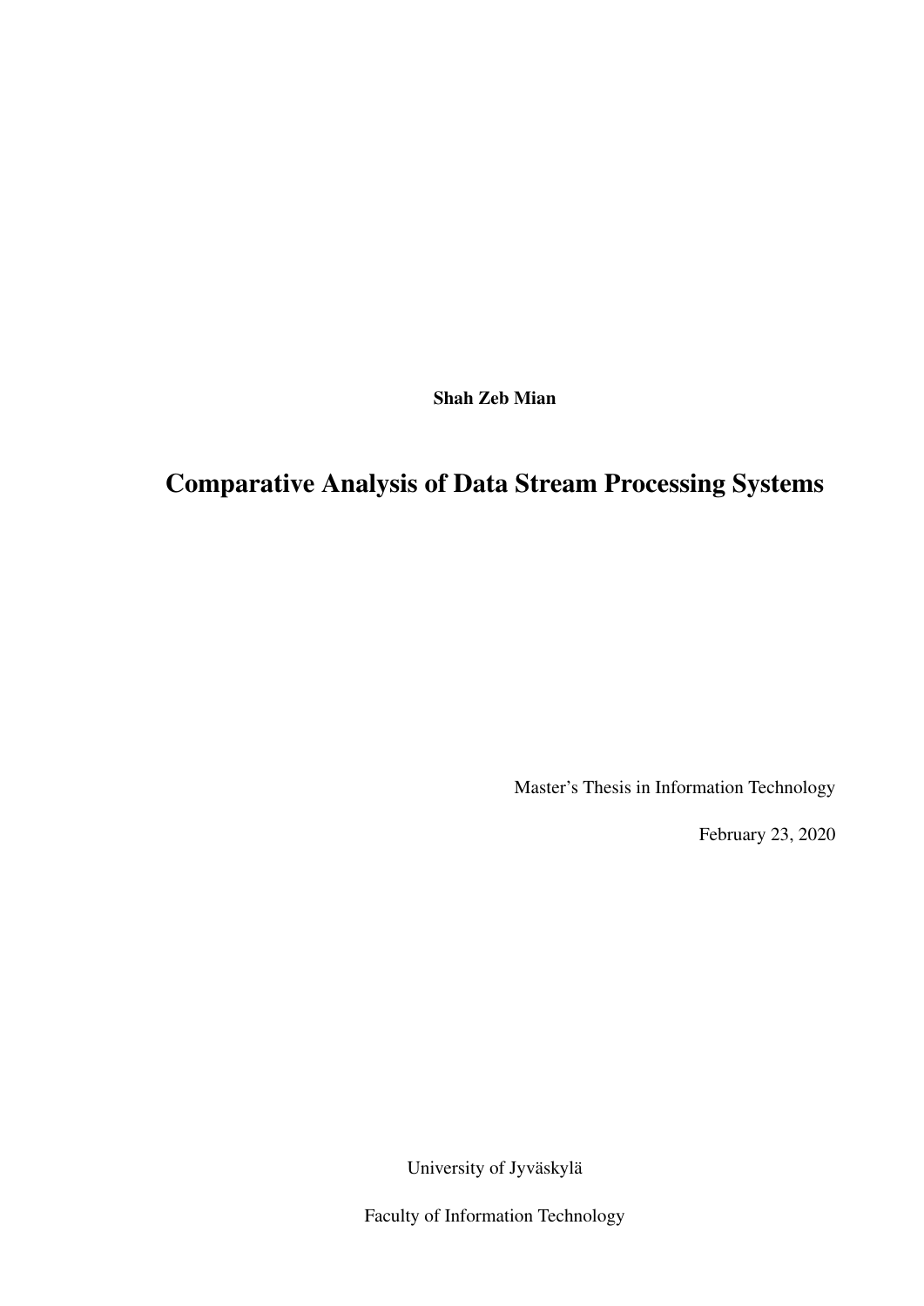**Shah Zeb Mian**

# Comparative Analysis of Data Stream Processing Systems

Master's Thesis in Information Technology

February 23, 2020

University of Jyväskylä

Faculty of Information Technology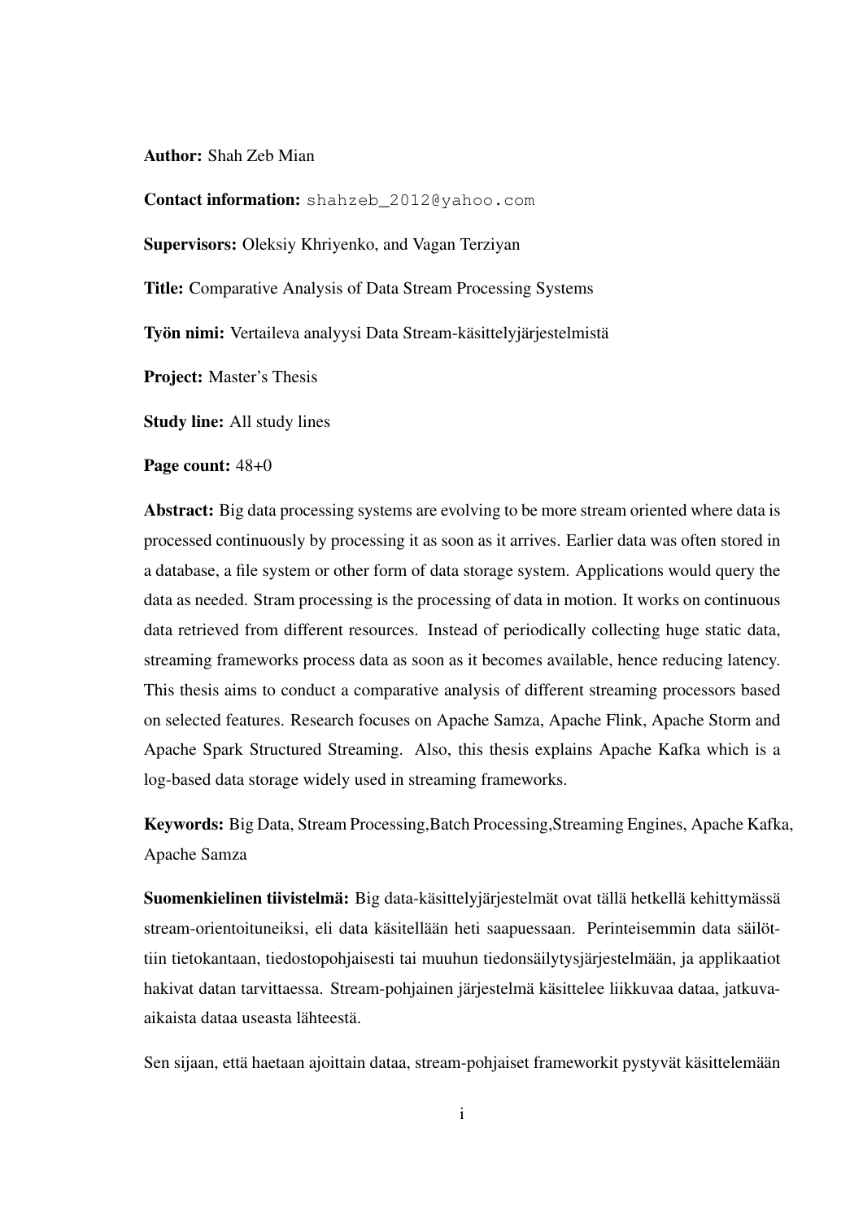**Author:** Shah Zeb Mian

**Contact information:** shahzeb_2012@yahoo.com

**Supervisors:** Oleksiy Khriyenko, and Vagan Terziyan

**Title:** Comparative Analysis of Data Stream Processing Systems

**Työn nimi:** Vertaileva analyysi Data Stream-käsittelyjärjestelmistä

**Project:** Master's Thesis

**Study line:** All study lines

**Page count:** 48+0

**Abstract:** Big data processing systems are evolving to be more stream oriented where data is processed continuously by processing it as soon as it arrives. Earlier data was often stored in a database, a file system or other form of data storage system. Applications would query the data as needed. Stram processing is the processing of data in motion. It works on continuous data retrieved from different resources. Instead of periodically collecting huge static data, streaming frameworks process data as soon as it becomes available, hence reducing latency. This thesis aims to conduct a comparative analysis of different streaming processors based on selected features. Research focuses on Apache Samza, Apache Flink, Apache Storm and Apache Spark Structured Streaming. Also, this thesis explains Apache Kafka which is a log-based data storage widely used in streaming frameworks.

**Keywords:** Big Data, Stream Processing,Batch Processing,Streaming Engines, Apache Kafka, Apache Samza

**Suomenkielinen tiivistelmä:** Big data-käsittelyjärjestelmät ovat tällä hetkellä kehittymässä stream-orientoituneiksi, eli data käsitellään heti saapuessaan. Perinteisemmin data säilöttiin tietokantaan, tiedostopohjaisesti tai muuhun tiedonsäilytysjärjestelmään, ja applikaatiot hakivat datan tarvittaessa. Stream-pohjainen järjestelmä käsittelee liikkuvaa dataa, jatkuva-aikaista dataa useasta lähteestä.

Sen sijaan, että haetaan ajoittain dataa, stream-pohjaiset frameworkit pystyvät käsittelemään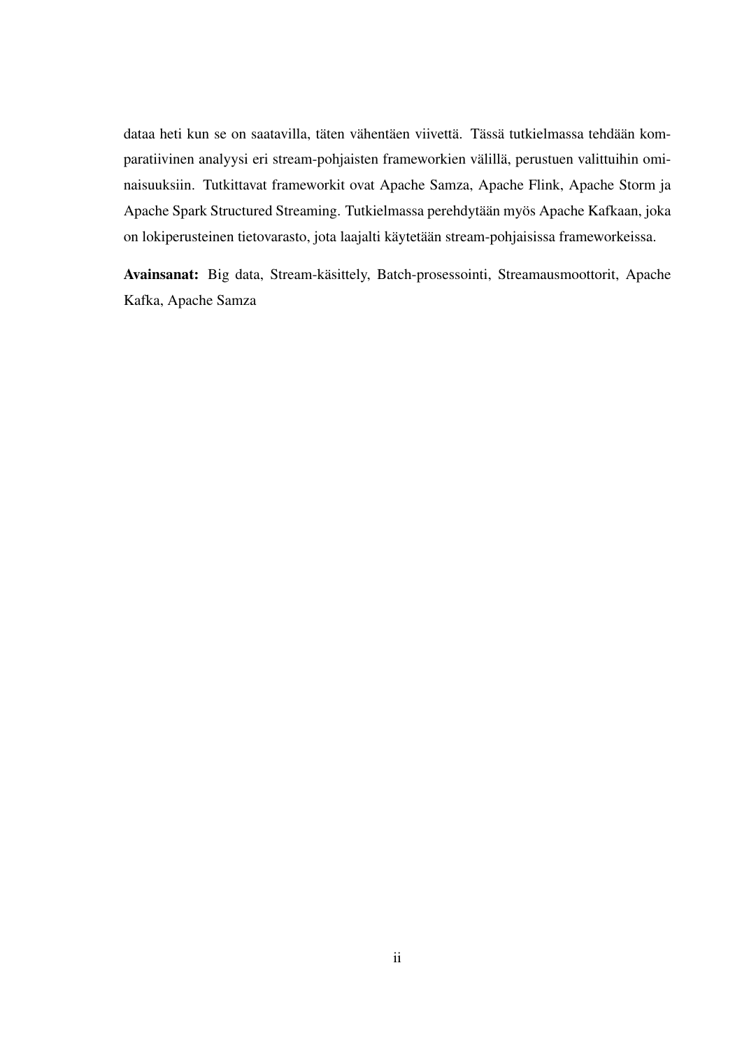dataa heti kun se on saatavilla, täten vähentäen viivettä. Tässä tutkielmassa tehdään komparatiivinen analyysi eri stream-pohjaisten frameworkien välillä, perustuen valittuihin ominaisuuksiin. Tutkittavat frameworkit ovat Apache Samza, Apache Flink, Apache Storm ja Apache Spark Structured Streaming. Tutkielmassa perehdytään myös Apache Kafkaan, joka on lokiperusteinen tietovarasto, jota laajalti käytetään stream-pohjaisissa frameworkeissa.

**Avainsanat:** Big data, Stream-käsittely, Batch-prosessointi, Streamausmoottorit, Apache Kafka, Apache Samza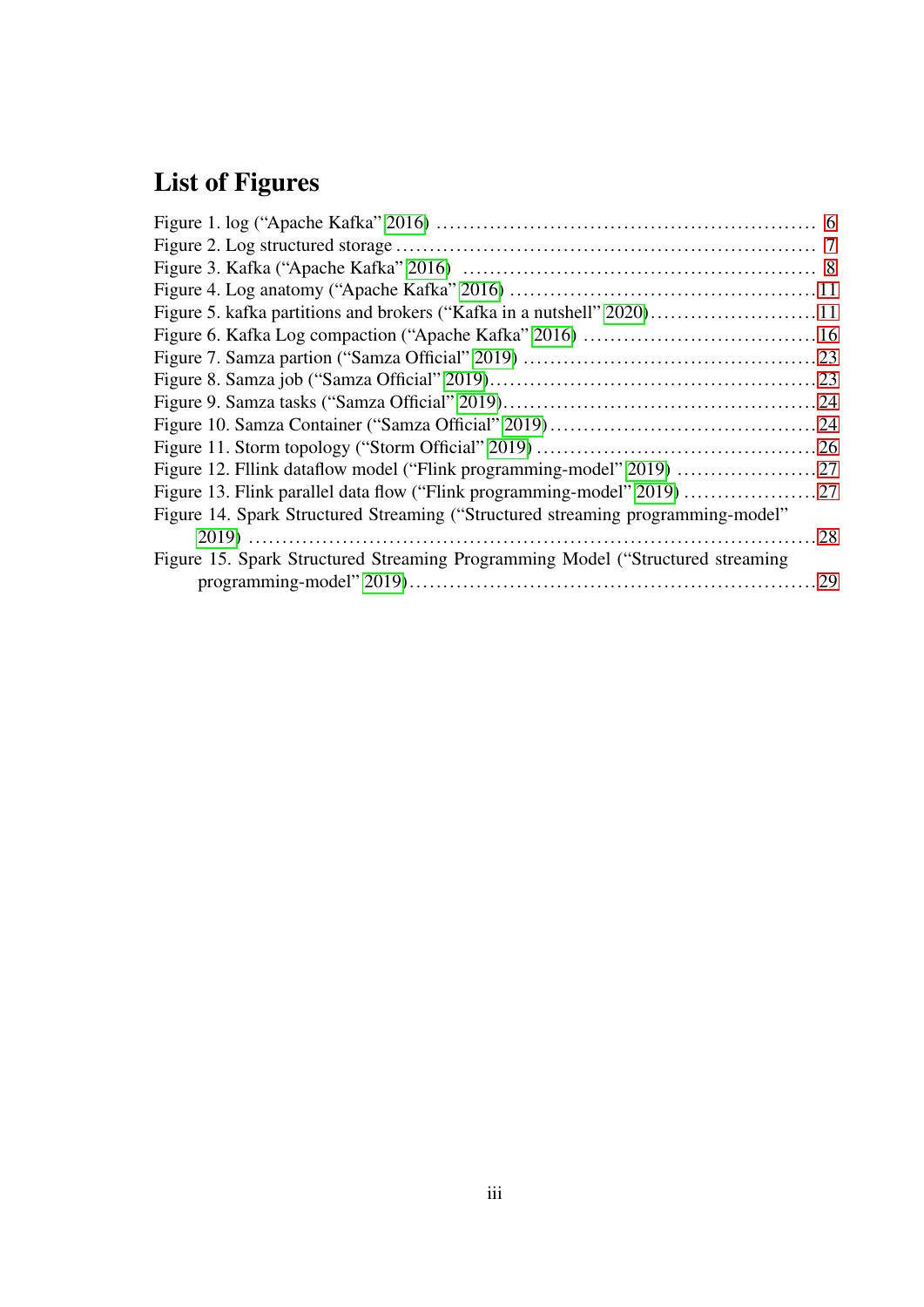# List of Figures

Figure 1. log ("Apache Kafka" 2016) ........................................................ 6
Figure 2. Log structured storage ............................................................ 7
Figure 3. Kafka ("Apache Kafka" 2016) ..................................................... 8
Figure 4. Log anatomy ("Apache Kafka" 2016) ............................................ 11
Figure 5. kafka partitions and brokers ("Kafka in a nutshell" 2020) ......................... 11
Figure 6. Kafka Log compaction ("Apache Kafka" 2016) .................................. 16
Figure 7. Samza partion ("Samza Official" 2019) .......................................... 23
Figure 8. Samza job ("Samza Official" 2019) ................................................ 23
Figure 9. Samza tasks ("Samza Official" 2019) .............................................. 24
Figure 10. Samza Container ("Samza Official" 2019) ...................................... 24
Figure 11. Storm topology ("Storm Official" 2019) ......................................... 26
Figure 12. Fllink dataflow model ("Flink programming-model" 2019) ..................... 27
Figure 13. Flink parallel data flow ("Flink programming-model" 2019) .................... 27
Figure 14. Spark Structured Streaming ("Structured streaming programming-model" 2019) ........................................................................................ 28
Figure 15. Spark Structured Streaming Programming Model ("Structured streaming programming-model" 2019) ............................................................ 29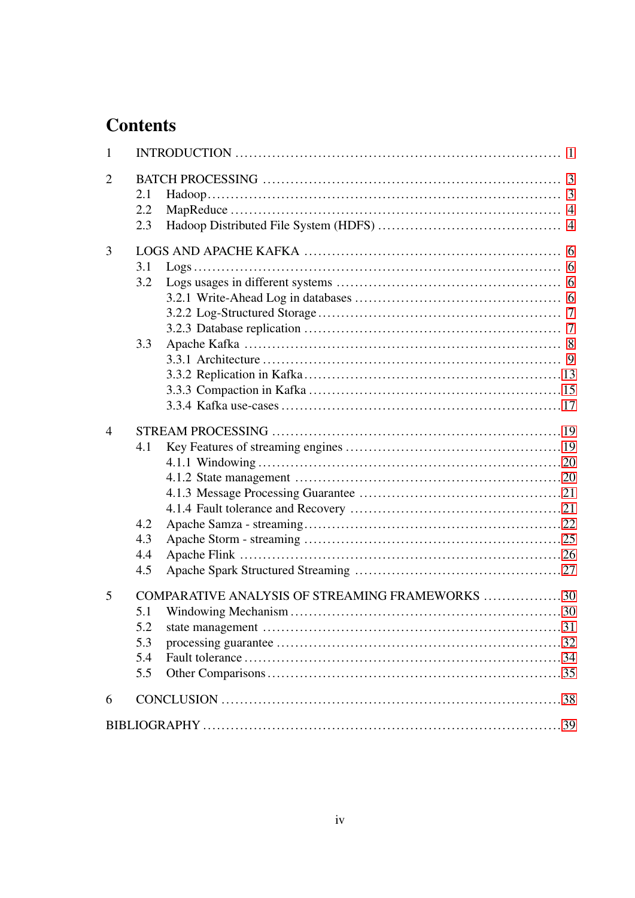# Contents

| | | |
|---|---|---|
| 1 | INTRODUCTION | 1 |
| 2 | BATCH PROCESSING | 3 |
| | 2.1 Hadoop | 3 |
| | 2.2 MapReduce | 4 |
| | 2.3 Hadoop Distributed File System (HDFS) | 4 |
| 3 | LOGS AND APACHE KAFKA | 6 |
| | 3.1 Logs | 6 |
| | 3.2 Logs usages in different systems | 6 |
| | 3.2.1 Write-Ahead Log in databases | 6 |
| | 3.2.2 Log-Structured Storage | 7 |
| | 3.2.3 Database replication | 7 |
| | 3.3 Apache Kafka | 8 |
| | 3.3.1 Architecture | 9 |
| | 3.3.2 Replication in Kafka | 13 |
| | 3.3.3 Compaction in Kafka | 15 |
| | 3.3.4 Kafka use-cases | 17 |
| 4 | STREAM PROCESSING | 19 |
| | 4.1 Key Features of streaming engines | 19 |
| | 4.1.1 Windowing | 20 |
| | 4.1.2 State management | 20 |
| | 4.1.3 Message Processing Guarantee | 21 |
| | 4.1.4 Fault tolerance and Recovery | 21 |
| | 4.2 Apache Samza - streaming | 22 |
| | 4.3 Apache Storm - streaming | 25 |
| | 4.4 Apache Flink | 26 |
| | 4.5 Apache Spark Structured Streaming | 27 |
| 5 | COMPARATIVE ANALYSIS OF STREAMING FRAMEWORKS | 30 |
| | 5.1 Windowing Mechanism | 30 |
| | 5.2 state management | 31 |
| | 5.3 processing guarantee | 32 |
| | 5.4 Fault tolerance | 34 |
| | 5.5 Other Comparisons | 35 |
| 6 | CONCLUSION | 38 |
| | BIBLIOGRAPHY | 39 |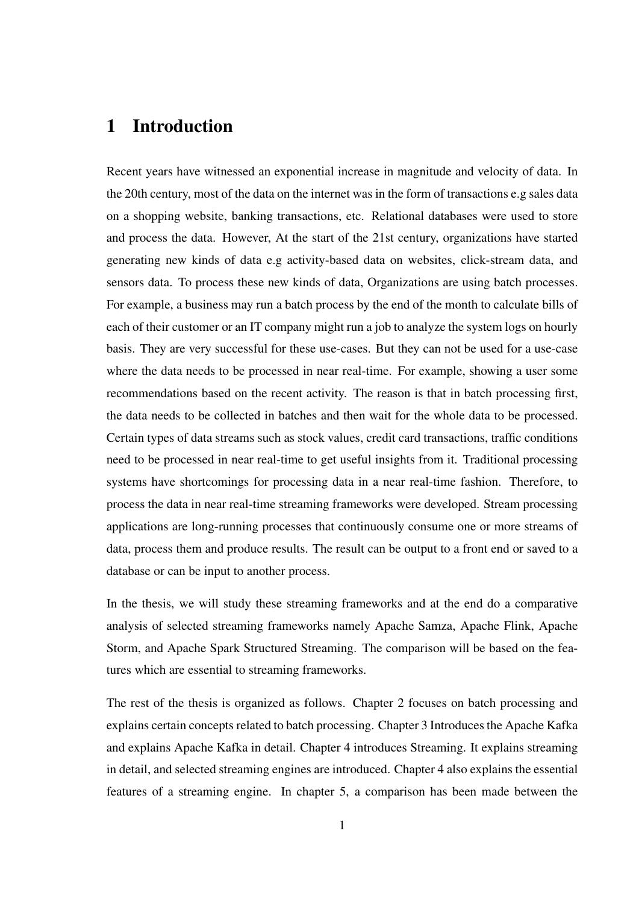# 1 Introduction

Recent years have witnessed an exponential increase in magnitude and velocity of data. In the 20th century, most of the data on the internet was in the form of transactions e.g sales data on a shopping website, banking transactions, etc. Relational databases were used to store and process the data. However, At the start of the 21st century, organizations have started generating new kinds of data e.g activity-based data on websites, click-stream data, and sensors data. To process these new kinds of data, Organizations are using batch processes. For example, a business may run a batch process by the end of the month to calculate bills of each of their customer or an IT company might run a job to analyze the system logs on hourly basis. They are very successful for these use-cases. But they can not be used for a use-case where the data needs to be processed in near real-time. For example, showing a user some recommendations based on the recent activity. The reason is that in batch processing first, the data needs to be collected in batches and then wait for the whole data to be processed. Certain types of data streams such as stock values, credit card transactions, traffic conditions need to be processed in near real-time to get useful insights from it. Traditional processing systems have shortcomings for processing data in a near real-time fashion. Therefore, to process the data in near real-time streaming frameworks were developed. Stream processing applications are long-running processes that continuously consume one or more streams of data, process them and produce results. The result can be output to a front end or saved to a database or can be input to another process.

In the thesis, we will study these streaming frameworks and at the end do a comparative analysis of selected streaming frameworks namely Apache Samza, Apache Flink, Apache Storm, and Apache Spark Structured Streaming. The comparison will be based on the features which are essential to streaming frameworks.

The rest of the thesis is organized as follows. Chapter 2 focuses on batch processing and explains certain concepts related to batch processing. Chapter 3 Introduces the Apache Kafka and explains Apache Kafka in detail. Chapter 4 introduces Streaming. It explains streaming in detail, and selected streaming engines are introduced. Chapter 4 also explains the essential features of a streaming engine. In chapter 5, a comparison has been made between the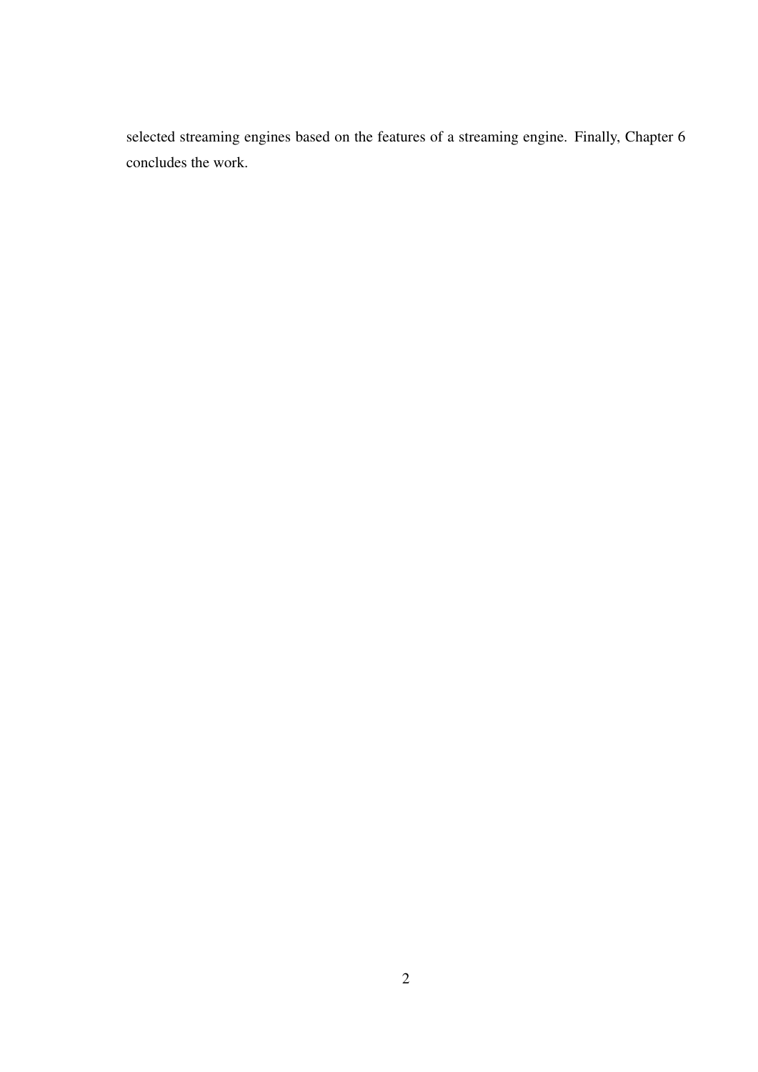selected streaming engines based on the features of a streaming engine. Finally, Chapter 6 concludes the work.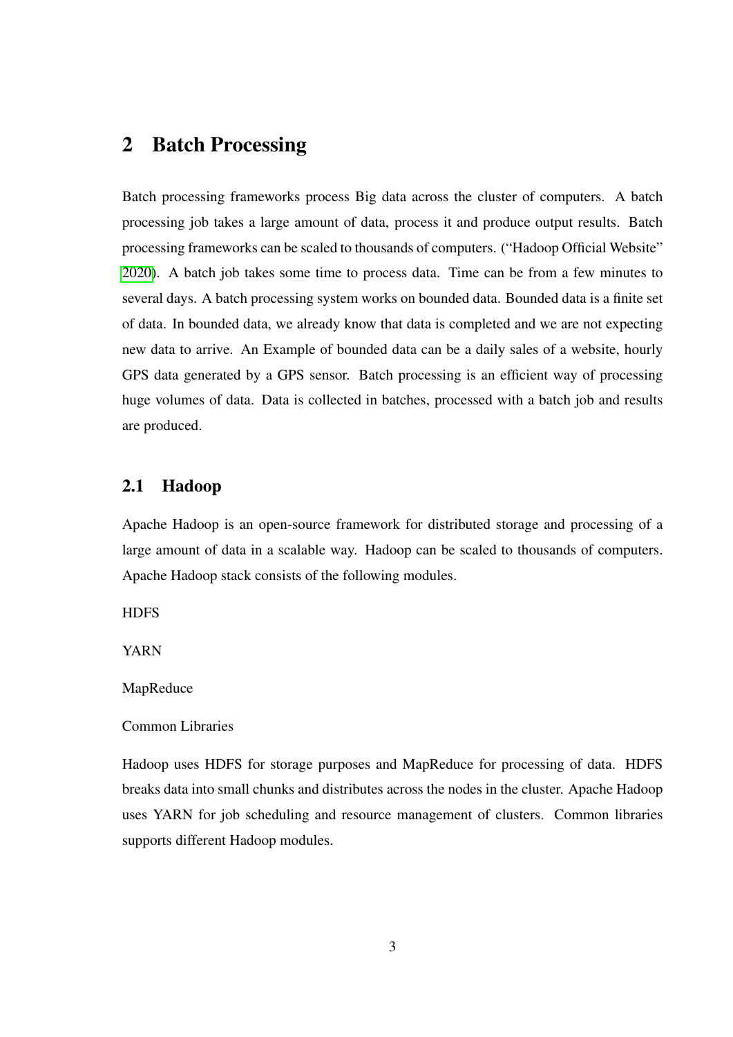# 2 Batch Processing

Batch processing frameworks process Big data across the cluster of computers. A batch processing job takes a large amount of data, process it and produce output results. Batch processing frameworks can be scaled to thousands of computers. ("Hadoop Official Website" 2020). A batch job takes some time to process data. Time can be from a few minutes to several days. A batch processing system works on bounded data. Bounded data is a finite set of data. In bounded data, we already know that data is completed and we are not expecting new data to arrive. An Example of bounded data can be a daily sales of a website, hourly GPS data generated by a GPS sensor. Batch processing is an efficient way of processing huge volumes of data. Data is collected in batches, processed with a batch job and results are produced.

## 2.1 Hadoop

Apache Hadoop is an open-source framework for distributed storage and processing of a large amount of data in a scalable way. Hadoop can be scaled to thousands of computers. Apache Hadoop stack consists of the following modules.

HDFS

YARN

MapReduce

Common Libraries

Hadoop uses HDFS for storage purposes and MapReduce for processing of data. HDFS breaks data into small chunks and distributes across the nodes in the cluster. Apache Hadoop uses YARN for job scheduling and resource management of clusters. Common libraries supports different Hadoop modules.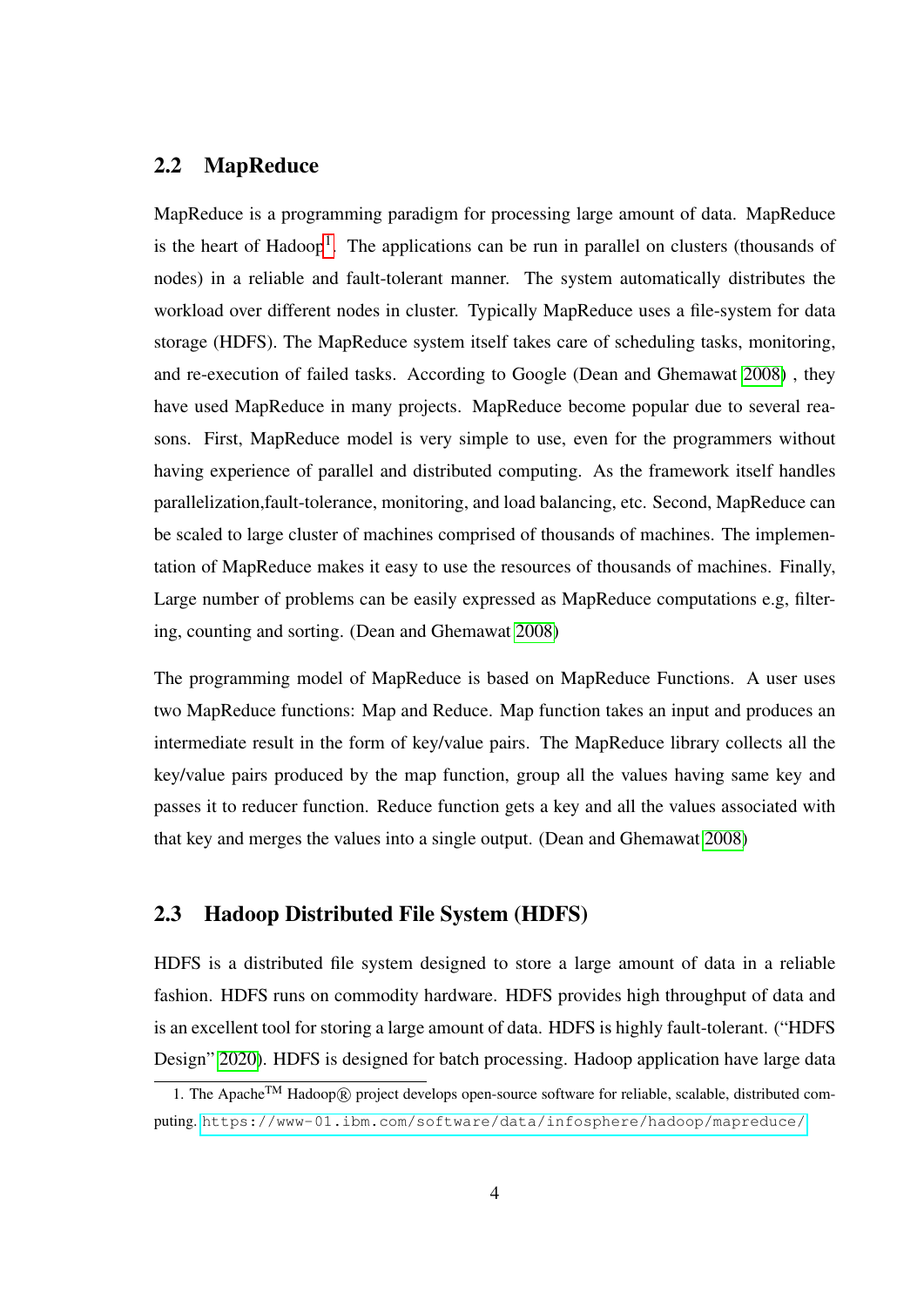## 2.2 MapReduce

MapReduce is a programming paradigm for processing large amount of data. MapReduce is the heart of Hadoop[1]. The applications can be run in parallel on clusters (thousands of nodes) in a reliable and fault-tolerant manner. The system automatically distributes the workload over different nodes in cluster. Typically MapReduce uses a file-system for data storage (HDFS). The MapReduce system itself takes care of scheduling tasks, monitoring, and re-execution of failed tasks. According to Google (Dean and Ghemawat 2008) , they have used MapReduce in many projects. MapReduce become popular due to several reasons. First, MapReduce model is very simple to use, even for the programmers without having experience of parallel and distributed computing. As the framework itself handles parallelization,fault-tolerance, monitoring, and load balancing, etc. Second, MapReduce can be scaled to large cluster of machines comprised of thousands of machines. The implementation of MapReduce makes it easy to use the resources of thousands of machines. Finally, Large number of problems can be easily expressed as MapReduce computations e.g, filtering, counting and sorting. (Dean and Ghemawat 2008)

The programming model of MapReduce is based on MapReduce Functions. A user uses two MapReduce functions: Map and Reduce. Map function takes an input and produces an intermediate result in the form of key/value pairs. The MapReduce library collects all the key/value pairs produced by the map function, group all the values having same key and passes it to reducer function. Reduce function gets a key and all the values associated with that key and merges the values into a single output. (Dean and Ghemawat 2008)

## 2.3 Hadoop Distributed File System (HDFS)

HDFS is a distributed file system designed to store a large amount of data in a reliable fashion. HDFS runs on commodity hardware. HDFS provides high throughput of data and is an excellent tool for storing a large amount of data. HDFS is highly fault-tolerant. ("HDFS Design" 2020). HDFS is designed for batch processing. Hadoop application have large data

---

1. The Apache™ Hadoop® project develops open-source software for reliable, scalable, distributed computing. https://www-01.ibm.com/software/data/infosphere/hadoop/mapreduce/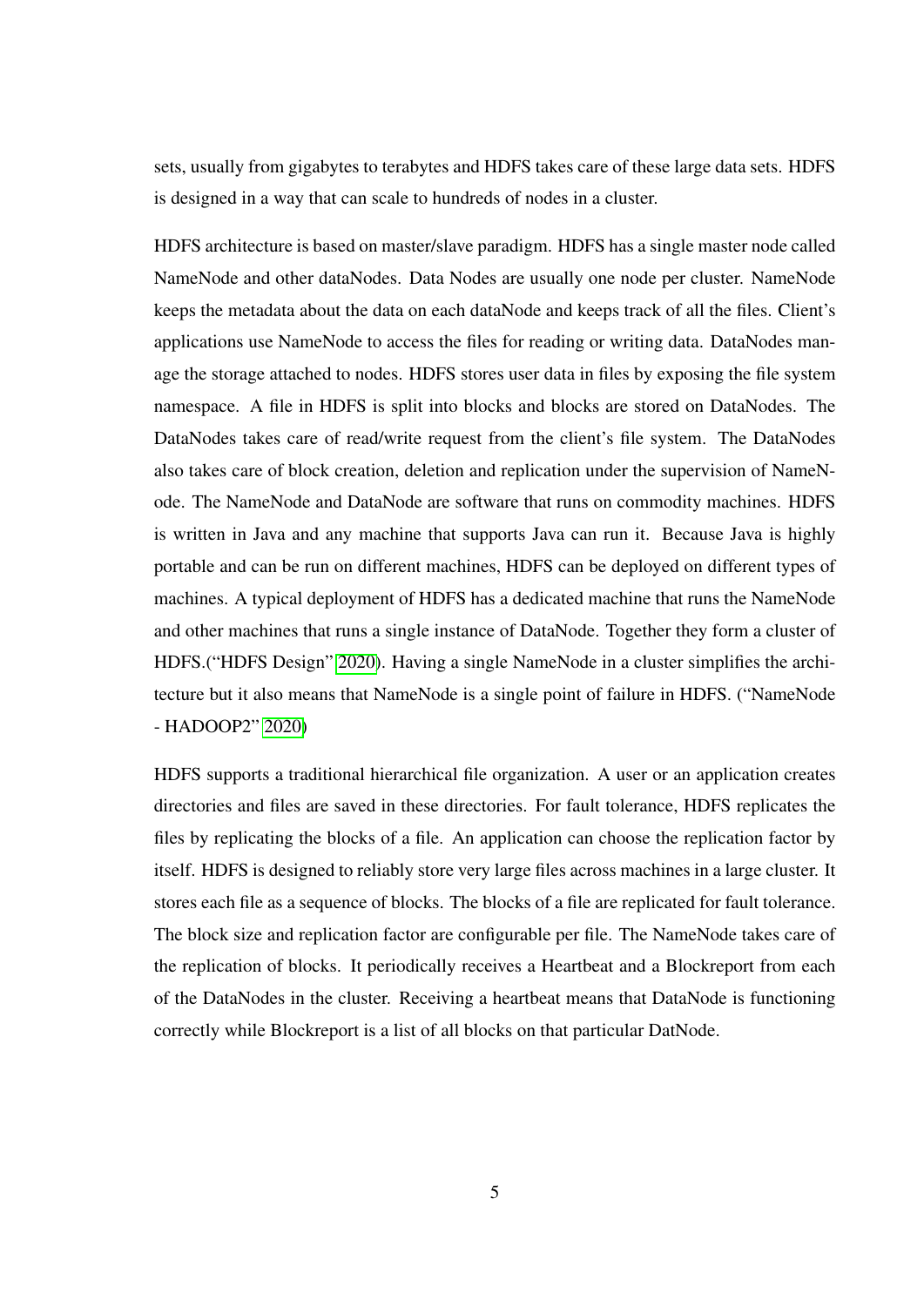sets, usually from gigabytes to terabytes and HDFS takes care of these large data sets. HDFS is designed in a way that can scale to hundreds of nodes in a cluster.

HDFS architecture is based on master/slave paradigm. HDFS has a single master node called NameNode and other dataNodes. Data Nodes are usually one node per cluster. NameNode keeps the metadata about the data on each dataNode and keeps track of all the files. Client's applications use NameNode to access the files for reading or writing data. DataNodes manage the storage attached to nodes. HDFS stores user data in files by exposing the file system namespace. A file in HDFS is split into blocks and blocks are stored on DataNodes. The DataNodes takes care of read/write request from the client's file system. The DataNodes also takes care of block creation, deletion and replication under the supervision of NameNode. The NameNode and DataNode are software that runs on commodity machines. HDFS is written in Java and any machine that supports Java can run it. Because Java is highly portable and can be run on different machines, HDFS can be deployed on different types of machines. A typical deployment of HDFS has a dedicated machine that runs the NameNode and other machines that runs a single instance of DataNode. Together they form a cluster of HDFS.("HDFS Design" 2020). Having a single NameNode in a cluster simplifies the architecture but it also means that NameNode is a single point of failure in HDFS. ("NameNode - HADOOP2" 2020)

HDFS supports a traditional hierarchical file organization. A user or an application creates directories and files are saved in these directories. For fault tolerance, HDFS replicates the files by replicating the blocks of a file. An application can choose the replication factor by itself. HDFS is designed to reliably store very large files across machines in a large cluster. It stores each file as a sequence of blocks. The blocks of a file are replicated for fault tolerance. The block size and replication factor are configurable per file. The NameNode takes care of the replication of blocks. It periodically receives a Heartbeat and a Blockreport from each of the DataNodes in the cluster. Receiving a heartbeat means that DataNode is functioning correctly while Blockreport is a list of all blocks on that particular DatNode.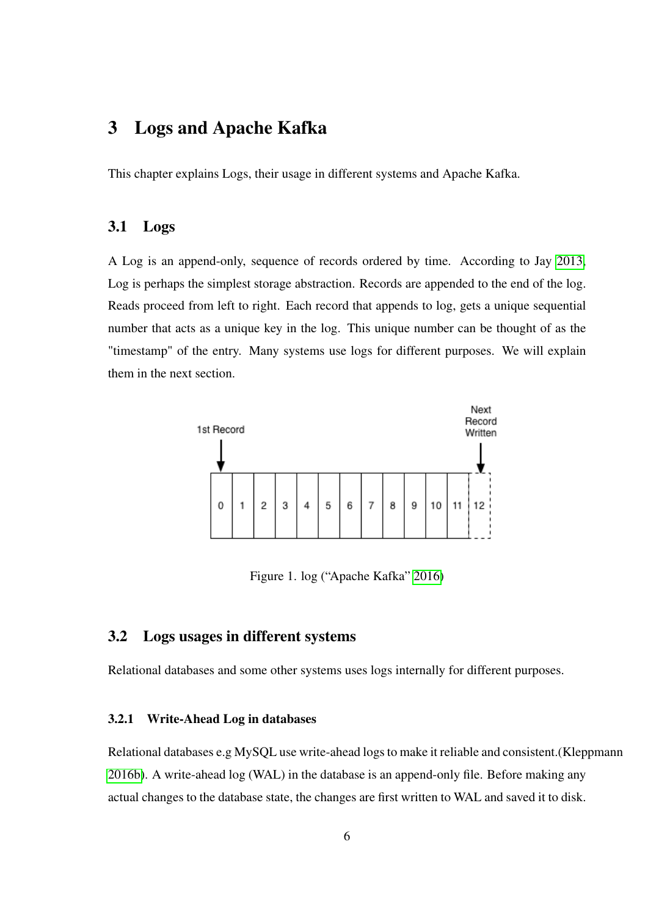# 3 Logs and Apache Kafka

This chapter explains Logs, their usage in different systems and Apache Kafka.

## 3.1 Logs

A Log is an append-only, sequence of records ordered by time. According to Jay 2013, Log is perhaps the simplest storage abstraction. Records are appended to the end of the log. Reads proceed from left to right. Each record that appends to log, gets a unique sequential number that acts as a unique key in the log. This unique number can be thought of as the "timestamp" of the entry. Many systems use logs for different purposes. We will explain them in the next section.

Figure 1. log (“Apache Kafka” 2016)

## 3.2 Logs usages in different systems

Relational databases and some other systems uses logs internally for different purposes.

### 3.2.1 Write-Ahead Log in databases

Relational databases e.g MySQL use write-ahead logs to make it reliable and consistent.(Kleppmann 2016b). A write-ahead log (WAL) in the database is an append-only file. Before making any actual changes to the database state, the changes are first written to WAL and saved it to disk.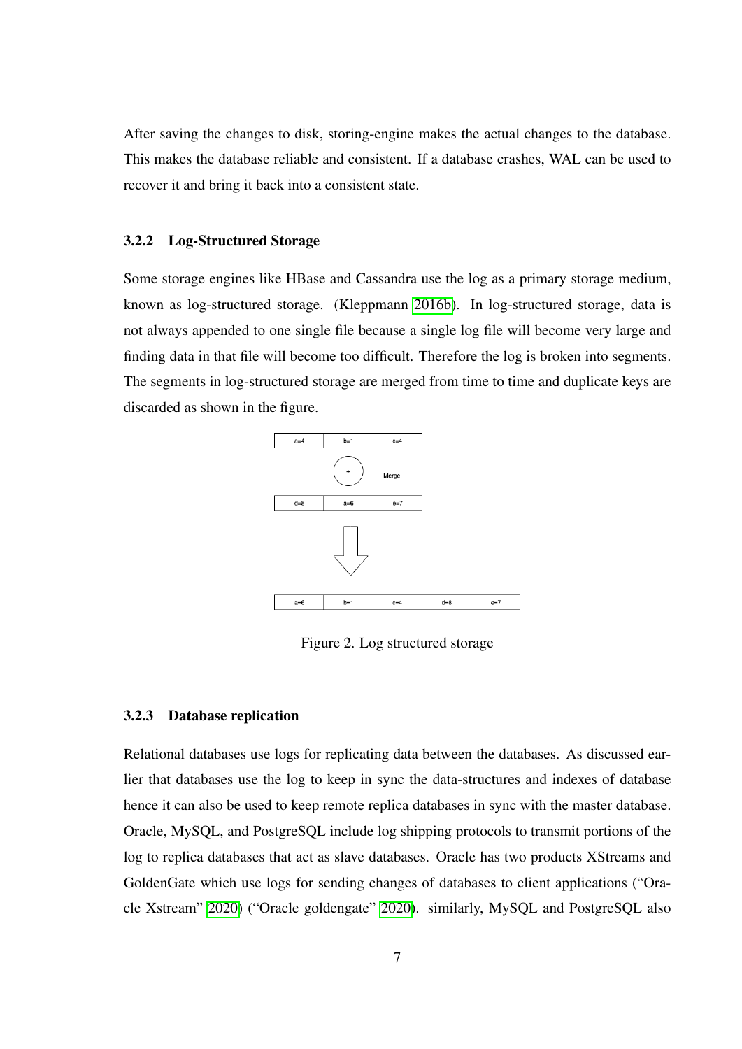After saving the changes to disk, storing-engine makes the actual changes to the database. This makes the database reliable and consistent. If a database crashes, WAL can be used to recover it and bring it back into a consistent state.

### 3.2.2 Log-Structured Storage

Some storage engines like HBase and Cassandra use the log as a primary storage medium, known as log-structured storage. (Kleppmann 2016b). In log-structured storage, data is not always appended to one single file because a single log file will become very large and finding data in that file will become too difficult. Therefore the log is broken into segments. The segments in log-structured storage are merged from time to time and duplicate keys are discarded as shown in the figure.

| a=4 | b=1 | c=4 |
|---|---|---|

+ Merge

| d=8 | a=6 | e=7 |
|---|---|---|

↓

| a=6 | b=1 | c=4 | d=8 | e=7 |
|---|---|---|---|---|

Figure 2. Log structured storage

### 3.2.3 Database replication

Relational databases use logs for replicating data between the databases. As discussed earlier that databases use the log to keep in sync the data-structures and indexes of database hence it can also be used to keep remote replica databases in sync with the master database. Oracle, MySQL, and PostgreSQL include log shipping protocols to transmit portions of the log to replica databases that act as slave databases. Oracle has two products XStreams and GoldenGate which use logs for sending changes of databases to client applications ("Oracle Xstream" 2020) ("Oracle goldengate" 2020). similarly, MySQL and PostgreSQL also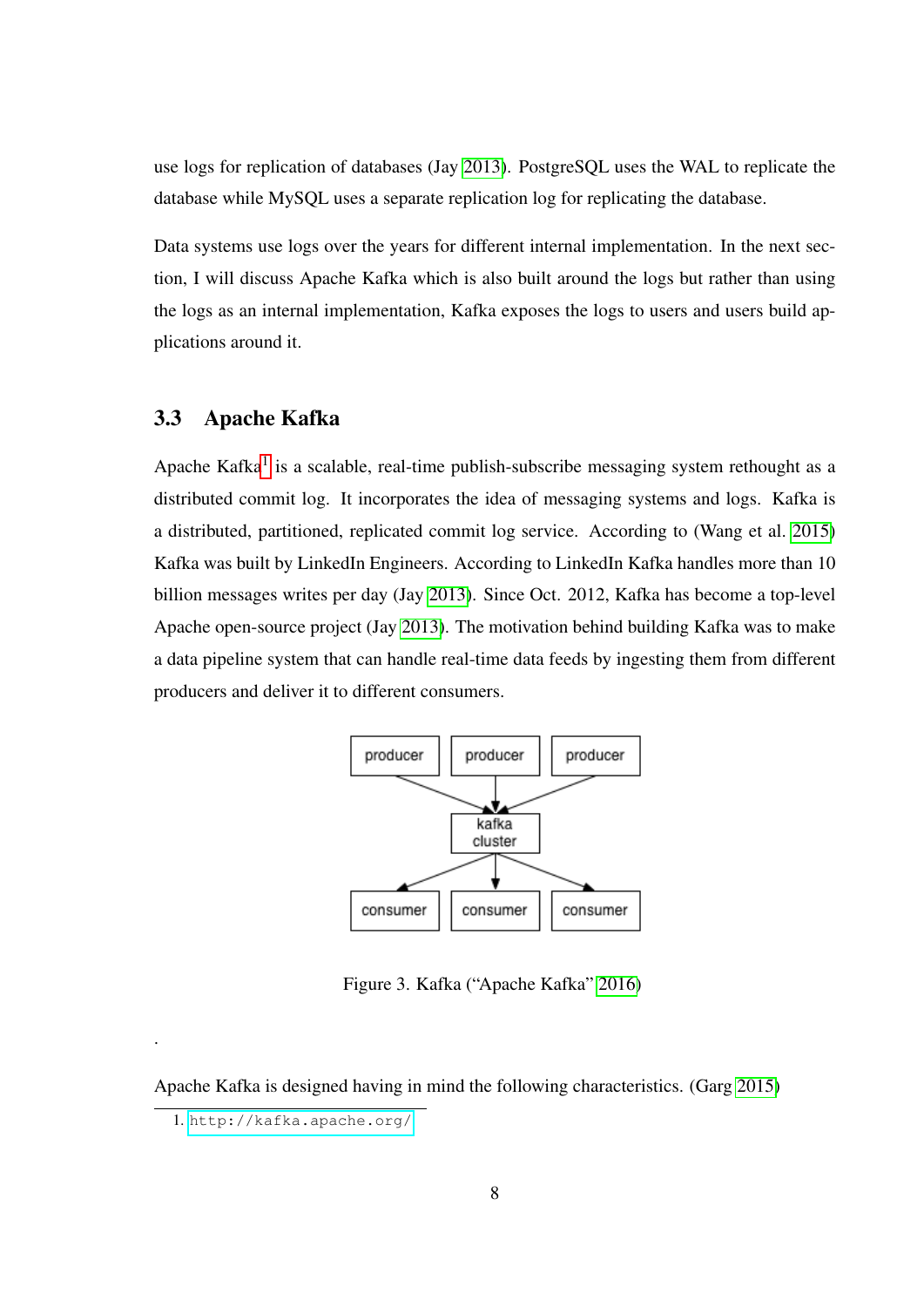use logs for replication of databases (Jay 2013). PostgreSQL uses the WAL to replicate the database while MySQL uses a separate replication log for replicating the database.

Data systems use logs over the years for different internal implementation. In the next section, I will discuss Apache Kafka which is also built around the logs but rather than using the logs as an internal implementation, Kafka exposes the logs to users and users build applications around it.

## 3.3 Apache Kafka

Apache Kafka[1] is a scalable, real-time publish-subscribe messaging system rethought as a distributed commit log. It incorporates the idea of messaging systems and logs. Kafka is a distributed, partitioned, replicated commit log service. According to (Wang et al. 2015) Kafka was built by LinkedIn Engineers. According to LinkedIn Kafka handles more than 10 billion messages writes per day (Jay 2013). Since Oct. 2012, Kafka has become a top-level Apache open-source project (Jay 2013). The motivation behind building Kafka was to make a data pipeline system that can handle real-time data feeds by ingesting them from different producers and deliver it to different consumers.

Figure 3. Kafka ("Apache Kafka" 2016)

.

Apache Kafka is designed having in mind the following characteristics. (Garg 2015)

1. http://kafka.apache.org/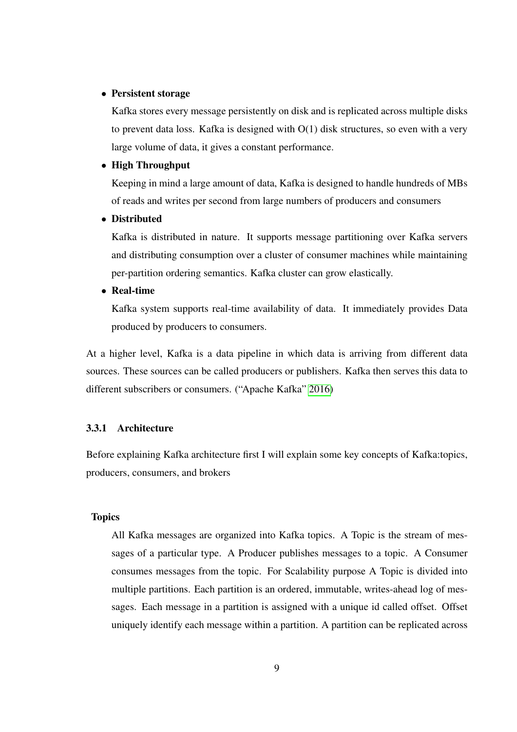- **Persistent storage**

  Kafka stores every message persistently on disk and is replicated across multiple disks to prevent data loss. Kafka is designed with O(1) disk structures, so even with a very large volume of data, it gives a constant performance.

- **High Throughput**

  Keeping in mind a large amount of data, Kafka is designed to handle hundreds of MBs of reads and writes per second from large numbers of producers and consumers

- **Distributed**

  Kafka is distributed in nature. It supports message partitioning over Kafka servers and distributing consumption over a cluster of consumer machines while maintaining per-partition ordering semantics. Kafka cluster can grow elastically.

- **Real-time**

  Kafka system supports real-time availability of data. It immediately provides Data produced by producers to consumers.

At a higher level, Kafka is a data pipeline in which data is arriving from different data sources. These sources can be called producers or publishers. Kafka then serves this data to different subscribers or consumers. ("Apache Kafka" 2016)

### 3.3.1 Architecture

Before explaining Kafka architecture first I will explain some key concepts of Kafka:topics, producers, consumers, and brokers

**Topics**

All Kafka messages are organized into Kafka topics. A Topic is the stream of messages of a particular type. A Producer publishes messages to a topic. A Consumer consumes messages from the topic. For Scalability purpose A Topic is divided into multiple partitions. Each partition is an ordered, immutable, writes-ahead log of messages. Each message in a partition is assigned with a unique id called offset. Offset uniquely identify each message within a partition. A partition can be replicated across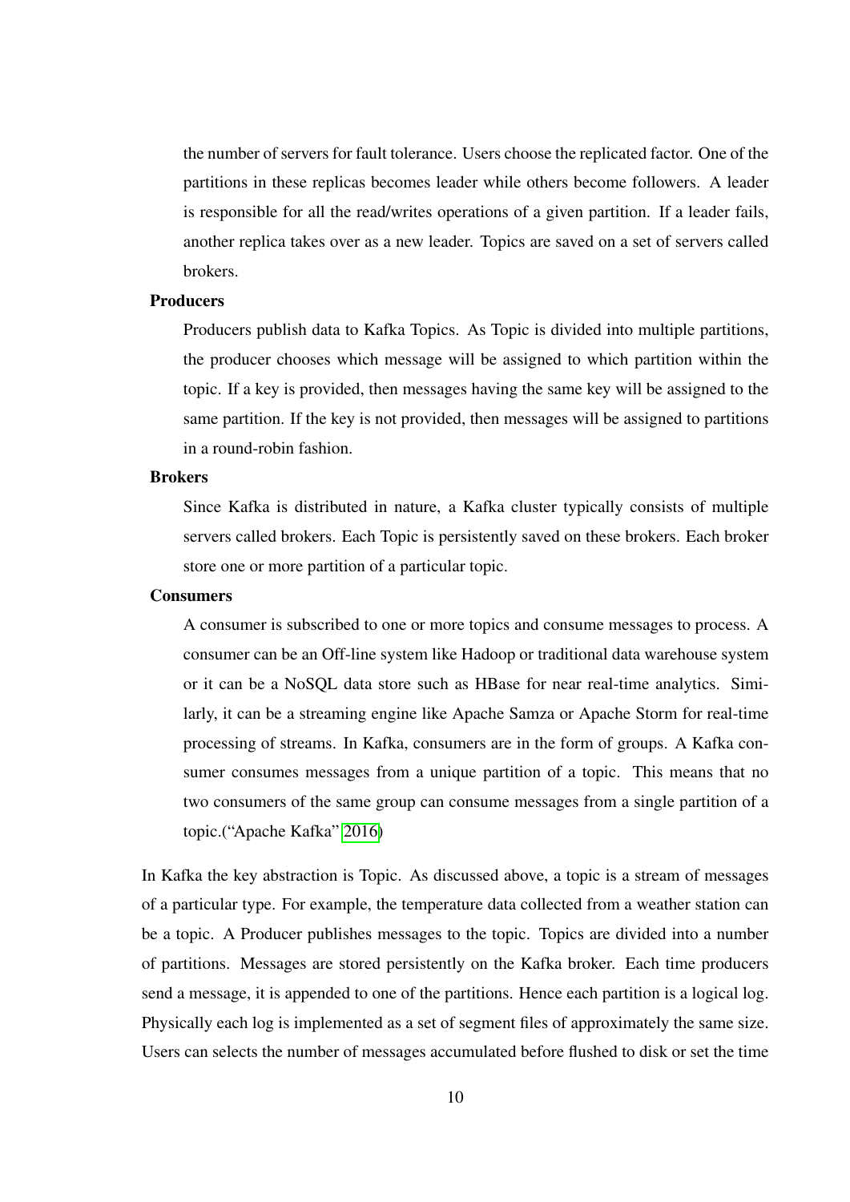the number of servers for fault tolerance. Users choose the replicated factor. One of the partitions in these replicas becomes leader while others become followers. A leader is responsible for all the read/writes operations of a given partition. If a leader fails, another replica takes over as a new leader. Topics are saved on a set of servers called brokers.

**Producers**

Producers publish data to Kafka Topics. As Topic is divided into multiple partitions, the producer chooses which message will be assigned to which partition within the topic. If a key is provided, then messages having the same key will be assigned to the same partition. If the key is not provided, then messages will be assigned to partitions in a round-robin fashion.

**Brokers**

Since Kafka is distributed in nature, a Kafka cluster typically consists of multiple servers called brokers. Each Topic is persistently saved on these brokers. Each broker store one or more partition of a particular topic.

**Consumers**

A consumer is subscribed to one or more topics and consume messages to process. A consumer can be an Off-line system like Hadoop or traditional data warehouse system or it can be a NoSQL data store such as HBase for near real-time analytics. Similarly, it can be a streaming engine like Apache Samza or Apache Storm for real-time processing of streams. In Kafka, consumers are in the form of groups. A Kafka consumer consumes messages from a unique partition of a topic. This means that no two consumers of the same group can consume messages from a single partition of a topic.("Apache Kafka" 2016)

In Kafka the key abstraction is Topic. As discussed above, a topic is a stream of messages of a particular type. For example, the temperature data collected from a weather station can be a topic. A Producer publishes messages to the topic. Topics are divided into a number of partitions. Messages are stored persistently on the Kafka broker. Each time producers send a message, it is appended to one of the partitions. Hence each partition is a logical log. Physically each log is implemented as a set of segment files of approximately the same size. Users can selects the number of messages accumulated before flushed to disk or set the time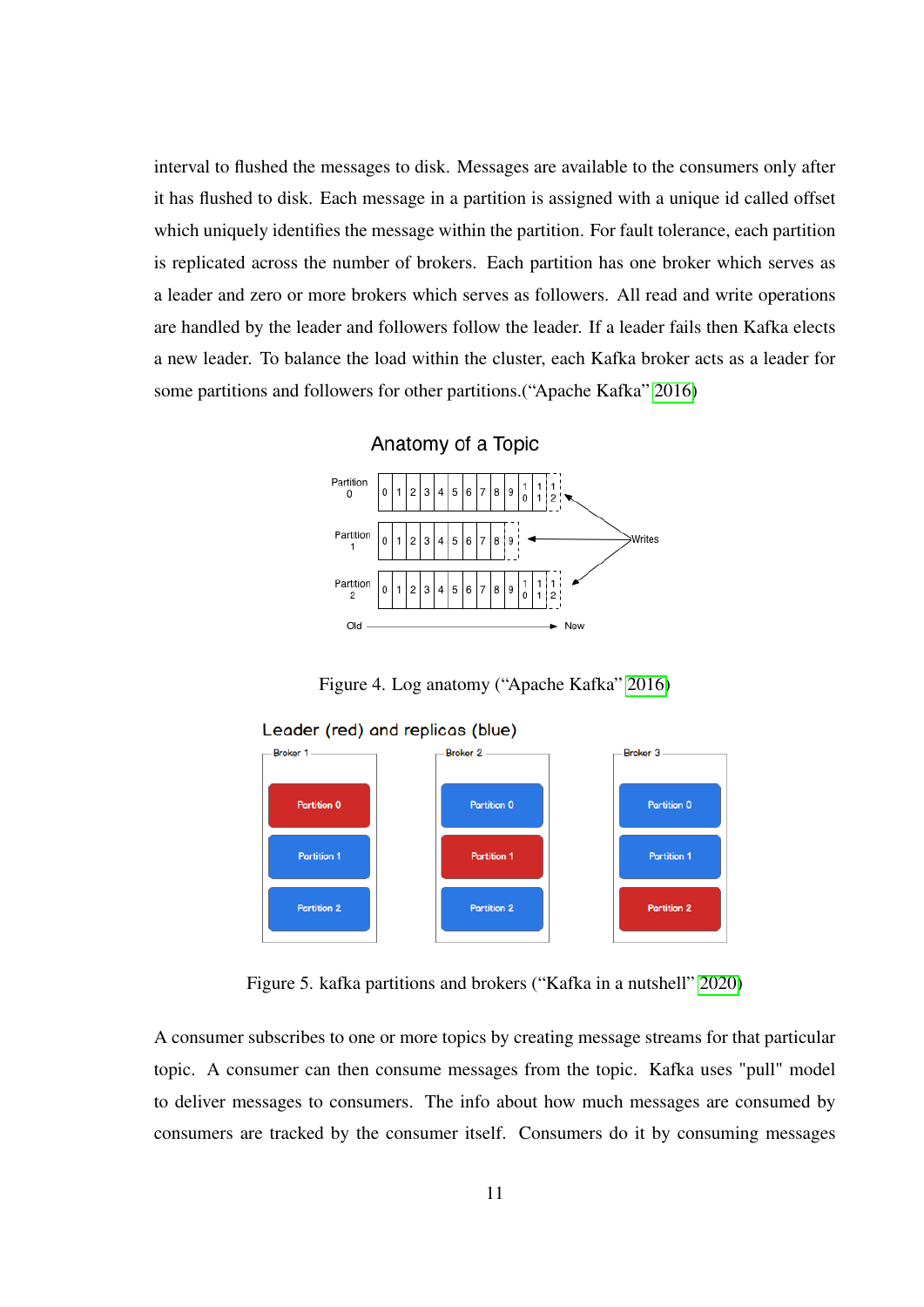interval to flushed the messages to disk. Messages are available to the consumers only after it has flushed to disk. Each message in a partition is assigned with a unique id called offset which uniquely identifies the message within the partition. For fault tolerance, each partition is replicated across the number of brokers. Each partition has one broker which serves as a leader and zero or more brokers which serves as followers. All read and write operations are handled by the leader and followers follow the leader. If a leader fails then Kafka elects a new leader. To balance the load within the cluster, each Kafka broker acts as a leader for some partitions and followers for other partitions.("Apache Kafka" 2016)

Figure 4. Log anatomy ("Apache Kafka" 2016)

Figure 5. kafka partitions and brokers ("Kafka in a nutshell" 2020)

A consumer subscribes to one or more topics by creating message streams for that particular topic. A consumer can then consume messages from the topic. Kafka uses "pull" model to deliver messages to consumers. The info about how much messages are consumed by consumers are tracked by the consumer itself. Consumers do it by consuming messages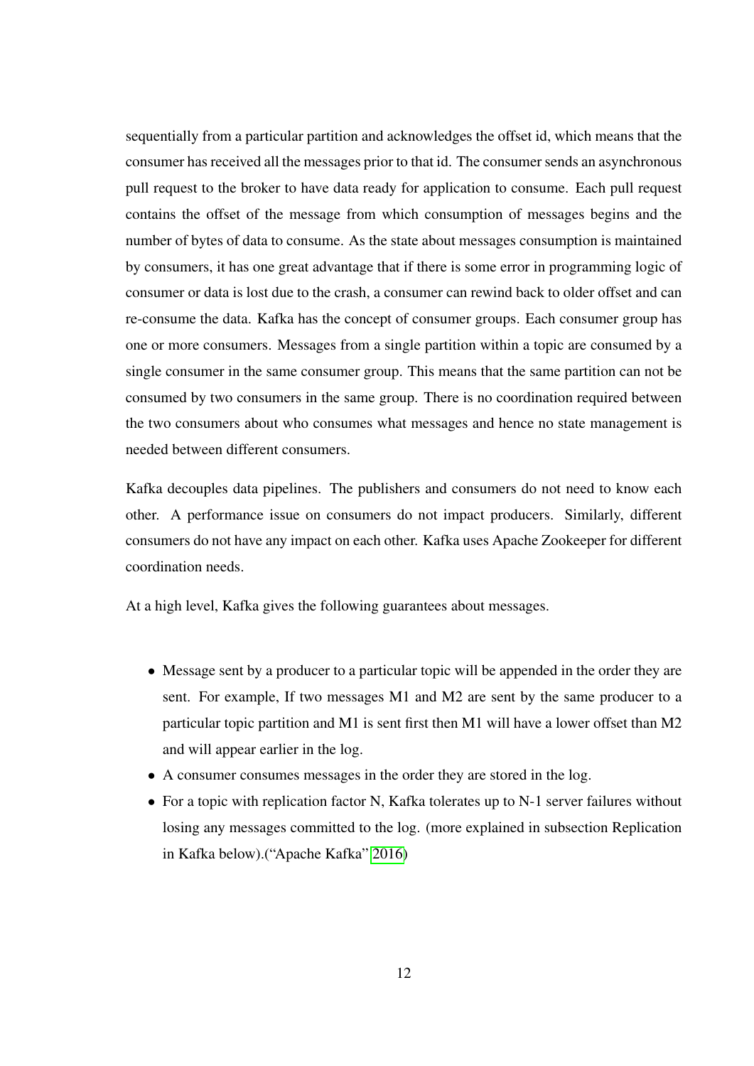sequentially from a particular partition and acknowledges the offset id, which means that the consumer has received all the messages prior to that id. The consumer sends an asynchronous pull request to the broker to have data ready for application to consume. Each pull request contains the offset of the message from which consumption of messages begins and the number of bytes of data to consume. As the state about messages consumption is maintained by consumers, it has one great advantage that if there is some error in programming logic of consumer or data is lost due to the crash, a consumer can rewind back to older offset and can re-consume the data. Kafka has the concept of consumer groups. Each consumer group has one or more consumers. Messages from a single partition within a topic are consumed by a single consumer in the same consumer group. This means that the same partition can not be consumed by two consumers in the same group. There is no coordination required between the two consumers about who consumes what messages and hence no state management is needed between different consumers.

Kafka decouples data pipelines. The publishers and consumers do not need to know each other. A performance issue on consumers do not impact producers. Similarly, different consumers do not have any impact on each other. Kafka uses Apache Zookeeper for different coordination needs.

At a high level, Kafka gives the following guarantees about messages.

- Message sent by a producer to a particular topic will be appended in the order they are sent. For example, If two messages M1 and M2 are sent by the same producer to a particular topic partition and M1 is sent first then M1 will have a lower offset than M2 and will appear earlier in the log.
- A consumer consumes messages in the order they are stored in the log.
- For a topic with replication factor N, Kafka tolerates up to N-1 server failures without losing any messages committed to the log. (more explained in subsection Replication in Kafka below).("Apache Kafka" 2016)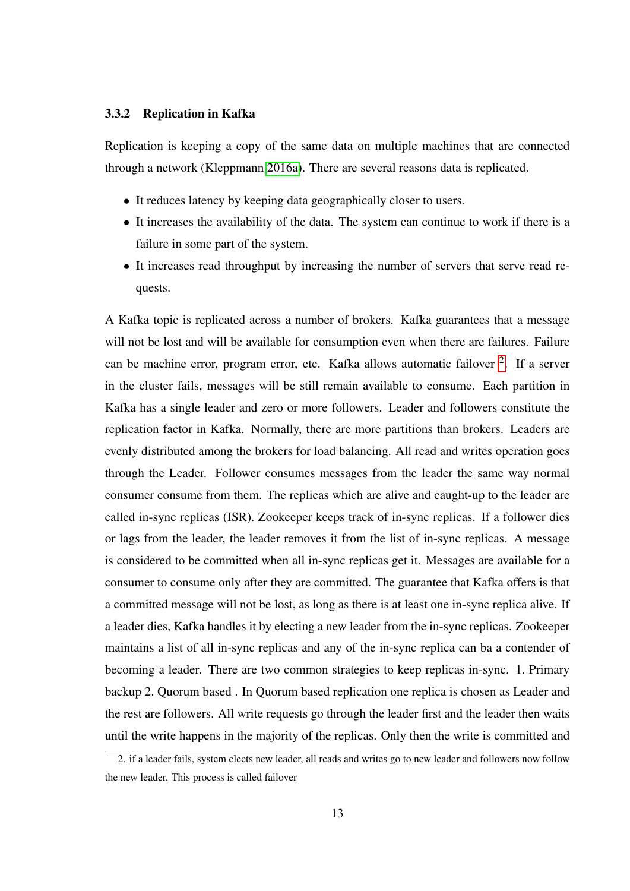### 3.3.2 Replication in Kafka

Replication is keeping a copy of the same data on multiple machines that are connected through a network (Kleppmann 2016a). There are several reasons data is replicated.

- It reduces latency by keeping data geographically closer to users.
- It increases the availability of the data. The system can continue to work if there is a failure in some part of the system.
- It increases read throughput by increasing the number of servers that serve read requests.

A Kafka topic is replicated across a number of brokers. Kafka guarantees that a message will not be lost and will be available for consumption even when there are failures. Failure can be machine error, program error, etc. Kafka allows automatic failover [2]. If a server in the cluster fails, messages will be still remain available to consume. Each partition in Kafka has a single leader and zero or more followers. Leader and followers constitute the replication factor in Kafka. Normally, there are more partitions than brokers. Leaders are evenly distributed among the brokers for load balancing. All read and writes operation goes through the Leader. Follower consumes messages from the leader the same way normal consumer consume from them. The replicas which are alive and caught-up to the leader are called in-sync replicas (ISR). Zookeeper keeps track of in-sync replicas. If a follower dies or lags from the leader, the leader removes it from the list of in-sync replicas. A message is considered to be committed when all in-sync replicas get it. Messages are available for a consumer to consume only after they are committed. The guarantee that Kafka offers is that a committed message will not be lost, as long as there is at least one in-sync replica alive. If a leader dies, Kafka handles it by electing a new leader from the in-sync replicas. Zookeeper maintains a list of all in-sync replicas and any of the in-sync replica can ba a contender of becoming a leader. There are two common strategies to keep replicas in-sync. 1. Primary backup 2. Quorum based . In Quorum based replication one replica is chosen as Leader and the rest are followers. All write requests go through the leader first and the leader then waits until the write happens in the majority of the replicas. Only then the write is committed and

2. if a leader fails, system elects new leader, all reads and writes go to new leader and followers now follow the new leader. This process is called failover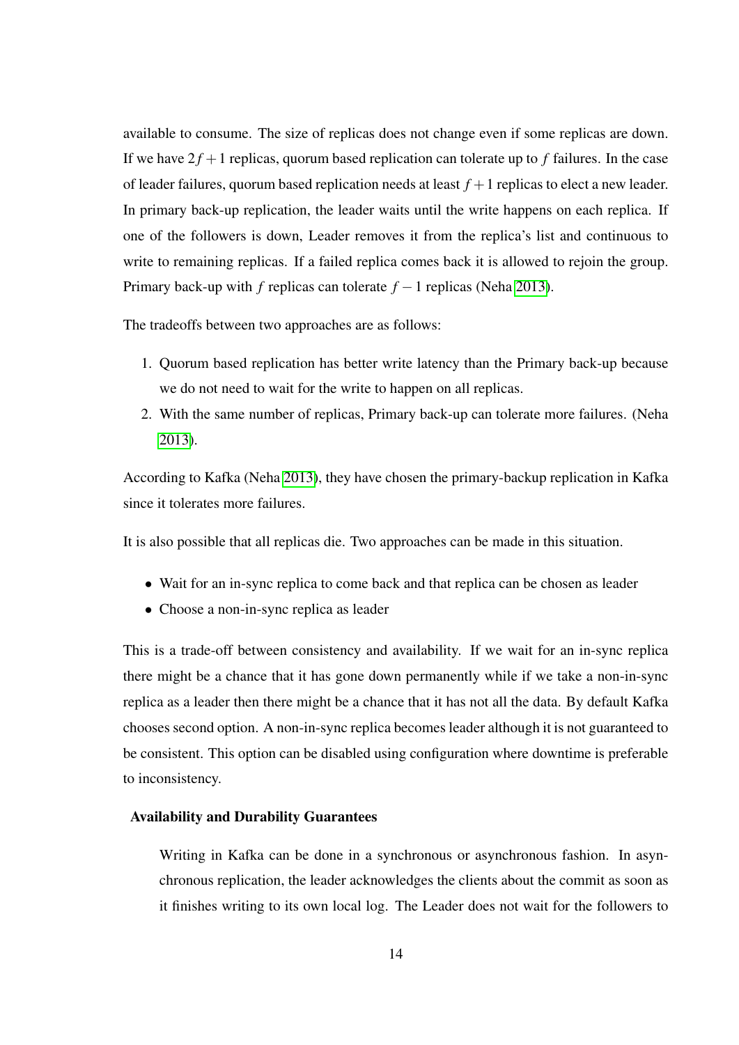available to consume. The size of replicas does not change even if some replicas are down. If we have $2f+1$ replicas, quorum based replication can tolerate up to $f$ failures. In the case of leader failures, quorum based replication needs at least $f+1$ replicas to elect a new leader. In primary back-up replication, the leader waits until the write happens on each replica. If one of the followers is down, Leader removes it from the replica's list and continuous to write to remaining replicas. If a failed replica comes back it is allowed to rejoin the group. Primary back-up with $f$ replicas can tolerate $f-1$ replicas (Neha 2013).

The tradeoffs between two approaches are as follows:

1. Quorum based replication has better write latency than the Primary back-up because we do not need to wait for the write to happen on all replicas.
2. With the same number of replicas, Primary back-up can tolerate more failures. (Neha 2013).

According to Kafka (Neha 2013), they have chosen the primary-backup replication in Kafka since it tolerates more failures.

It is also possible that all replicas die. Two approaches can be made in this situation.

- Wait for an in-sync replica to come back and that replica can be chosen as leader
- Choose a non-in-sync replica as leader

This is a trade-off between consistency and availability. If we wait for an in-sync replica there might be a chance that it has gone down permanently while if we take a non-in-sync replica as a leader then there might be a chance that it has not all the data. By default Kafka chooses second option. A non-in-sync replica becomes leader although it is not guaranteed to be consistent. This option can be disabled using configuration where downtime is preferable to inconsistency.

**Availability and Durability Guarantees**

Writing in Kafka can be done in a synchronous or asynchronous fashion. In asynchronous replication, the leader acknowledges the clients about the commit as soon as it finishes writing to its own local log. The Leader does not wait for the followers to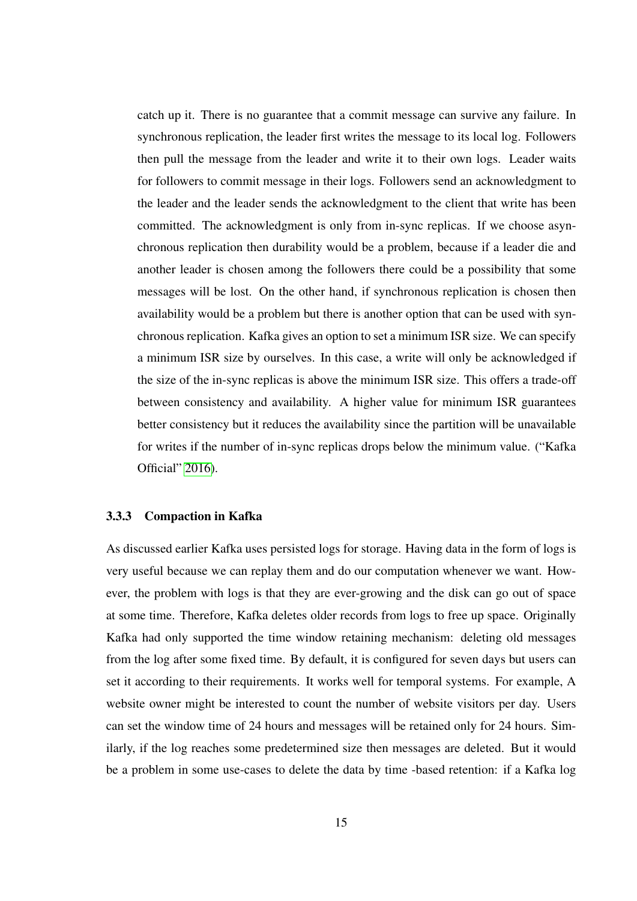catch up it. There is no guarantee that a commit message can survive any failure. In synchronous replication, the leader first writes the message to its local log. Followers then pull the message from the leader and write it to their own logs. Leader waits for followers to commit message in their logs. Followers send an acknowledgment to the leader and the leader sends the acknowledgment to the client that write has been committed. The acknowledgment is only from in-sync replicas. If we choose asynchronous replication then durability would be a problem, because if a leader die and another leader is chosen among the followers there could be a possibility that some messages will be lost. On the other hand, if synchronous replication is chosen then availability would be a problem but there is another option that can be used with synchronous replication. Kafka gives an option to set a minimum ISR size. We can specify a minimum ISR size by ourselves. In this case, a write will only be acknowledged if the size of the in-sync replicas is above the minimum ISR size. This offers a trade-off between consistency and availability. A higher value for minimum ISR guarantees better consistency but it reduces the availability since the partition will be unavailable for writes if the number of in-sync replicas drops below the minimum value. ("Kafka Official" 2016).

### 3.3.3 Compaction in Kafka

As discussed earlier Kafka uses persisted logs for storage. Having data in the form of logs is very useful because we can replay them and do our computation whenever we want. However, the problem with logs is that they are ever-growing and the disk can go out of space at some time. Therefore, Kafka deletes older records from logs to free up space. Originally Kafka had only supported the time window retaining mechanism: deleting old messages from the log after some fixed time. By default, it is configured for seven days but users can set it according to their requirements. It works well for temporal systems. For example, A website owner might be interested to count the number of website visitors per day. Users can set the window time of 24 hours and messages will be retained only for 24 hours. Similarly, if the log reaches some predetermined size then messages are deleted. But it would be a problem in some use-cases to delete the data by time -based retention: if a Kafka log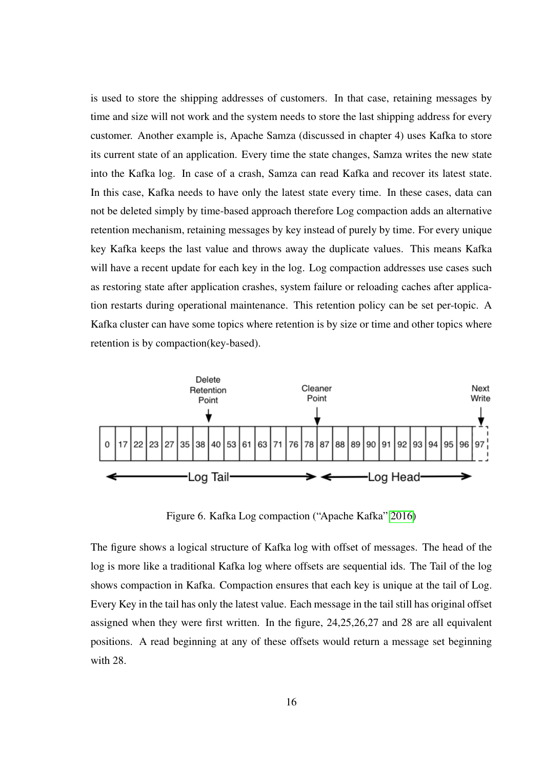is used to store the shipping addresses of customers. In that case, retaining messages by time and size will not work and the system needs to store the last shipping address for every customer. Another example is, Apache Samza (discussed in chapter 4) uses Kafka to store its current state of an application. Every time the state changes, Samza writes the new state into the Kafka log. In case of a crash, Samza can read Kafka and recover its latest state. In this case, Kafka needs to have only the latest state every time. In these cases, data can not be deleted simply by time-based approach therefore Log compaction adds an alternative retention mechanism, retaining messages by key instead of purely by time. For every unique key Kafka keeps the last value and throws away the duplicate values. This means Kafka will have a recent update for each key in the log. Log compaction addresses use cases such as restoring state after application crashes, system failure or reloading caches after application restarts during operational maintenance. This retention policy can be set per-topic. A Kafka cluster can have some topics where retention is by size or time and other topics where retention is by compaction(key-based).

Figure 6. Kafka Log compaction ("Apache Kafka" 2016)

The figure shows a logical structure of Kafka log with offset of messages. The head of the log is more like a traditional Kafka log where offsets are sequential ids. The Tail of the log shows compaction in Kafka. Compaction ensures that each key is unique at the tail of Log. Every Key in the tail has only the latest value. Each message in the tail still has original offset assigned when they were first written. In the figure, 24,25,26,27 and 28 are all equivalent positions. A read beginning at any of these offsets would return a message set beginning with 28.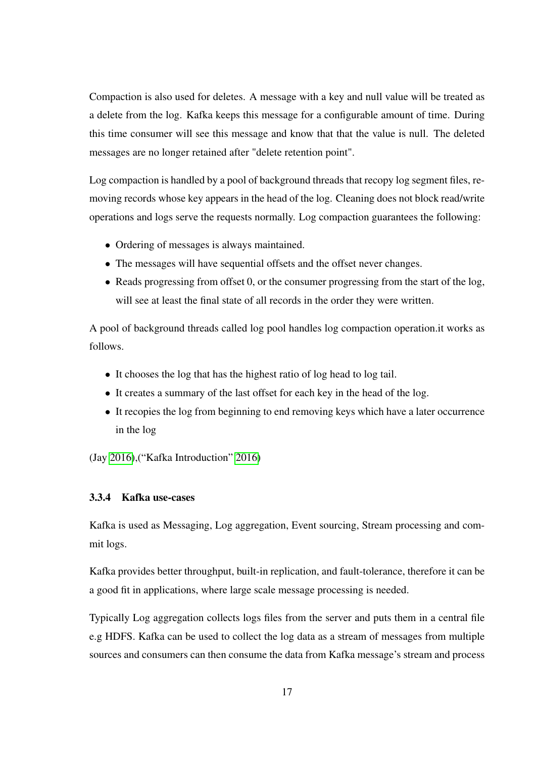Compaction is also used for deletes. A message with a key and null value will be treated as a delete from the log. Kafka keeps this message for a configurable amount of time. During this time consumer will see this message and know that that the value is null. The deleted messages are no longer retained after "delete retention point".

Log compaction is handled by a pool of background threads that recopy log segment files, removing records whose key appears in the head of the log. Cleaning does not block read/write operations and logs serve the requests normally. Log compaction guarantees the following:

- Ordering of messages is always maintained.
- The messages will have sequential offsets and the offset never changes.
- Reads progressing from offset 0, or the consumer progressing from the start of the log, will see at least the final state of all records in the order they were written.

A pool of background threads called log pool handles log compaction operation.it works as follows.

- It chooses the log that has the highest ratio of log head to log tail.
- It creates a summary of the last offset for each key in the head of the log.
- It recopies the log from beginning to end removing keys which have a later occurrence in the log

(Jay 2016),("Kafka Introduction" 2016)

### 3.3.4 Kafka use-cases

Kafka is used as Messaging, Log aggregation, Event sourcing, Stream processing and commit logs.

Kafka provides better throughput, built-in replication, and fault-tolerance, therefore it can be a good fit in applications, where large scale message processing is needed.

Typically Log aggregation collects logs files from the server and puts them in a central file e.g HDFS. Kafka can be used to collect the log data as a stream of messages from multiple sources and consumers can then consume the data from Kafka message's stream and process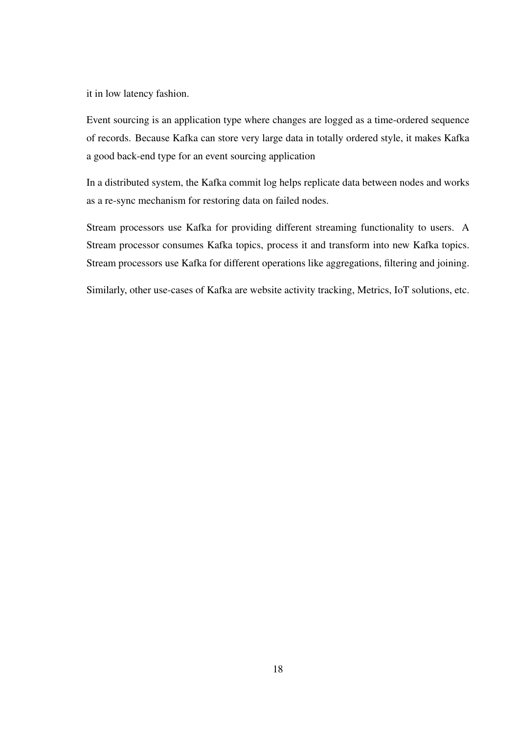it in low latency fashion.

Event sourcing is an application type where changes are logged as a time-ordered sequence of records. Because Kafka can store very large data in totally ordered style, it makes Kafka a good back-end type for an event sourcing application

In a distributed system, the Kafka commit log helps replicate data between nodes and works as a re-sync mechanism for restoring data on failed nodes.

Stream processors use Kafka for providing different streaming functionality to users. A Stream processor consumes Kafka topics, process it and transform into new Kafka topics. Stream processors use Kafka for different operations like aggregations, filtering and joining.

Similarly, other use-cases of Kafka are website activity tracking, Metrics, IoT solutions, etc.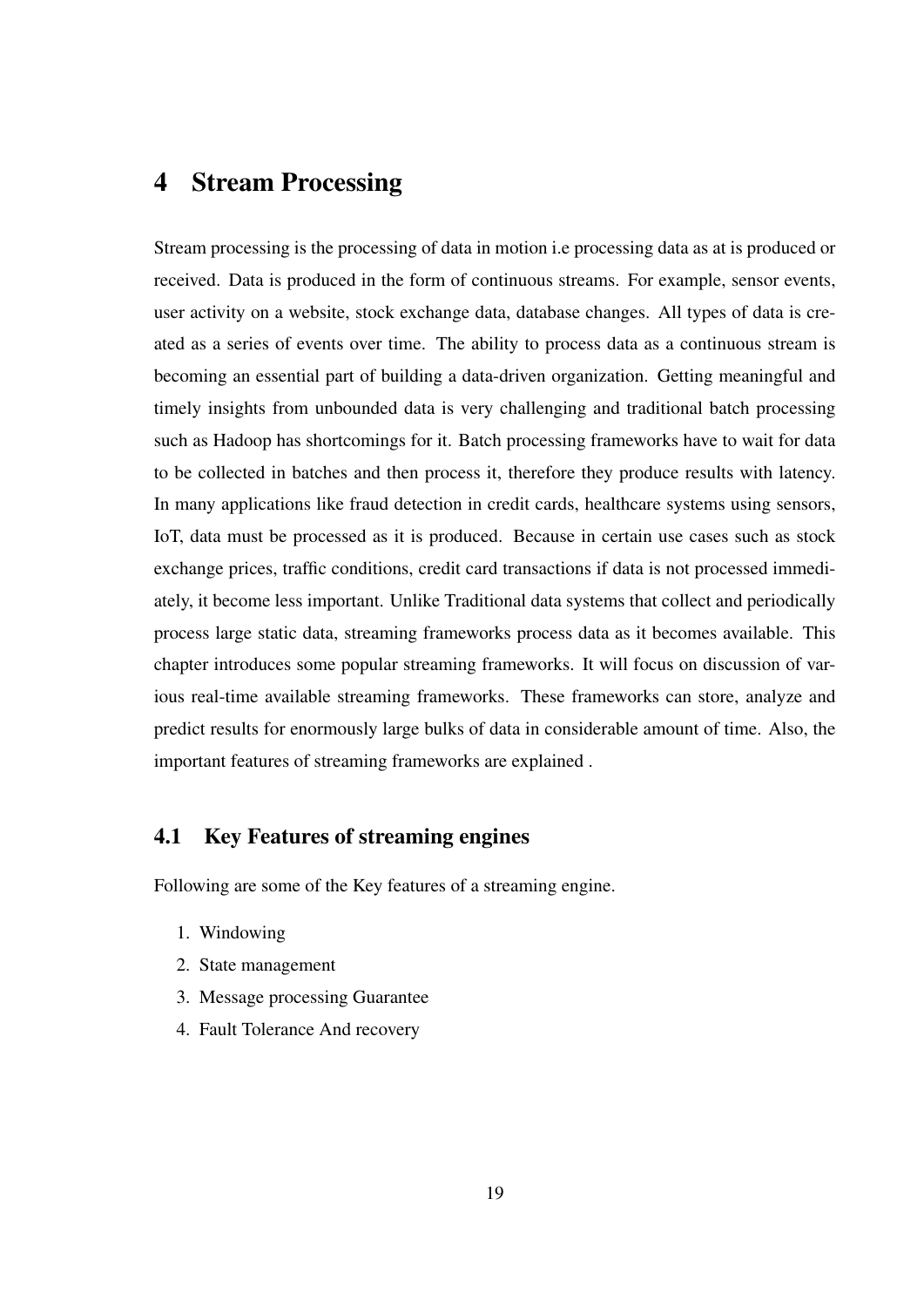# 4 Stream Processing

Stream processing is the processing of data in motion i.e processing data as at is produced or received. Data is produced in the form of continuous streams. For example, sensor events, user activity on a website, stock exchange data, database changes. All types of data is created as a series of events over time. The ability to process data as a continuous stream is becoming an essential part of building a data-driven organization. Getting meaningful and timely insights from unbounded data is very challenging and traditional batch processing such as Hadoop has shortcomings for it. Batch processing frameworks have to wait for data to be collected in batches and then process it, therefore they produce results with latency. In many applications like fraud detection in credit cards, healthcare systems using sensors, IoT, data must be processed as it is produced. Because in certain use cases such as stock exchange prices, traffic conditions, credit card transactions if data is not processed immediately, it become less important. Unlike Traditional data systems that collect and periodically process large static data, streaming frameworks process data as it becomes available. This chapter introduces some popular streaming frameworks. It will focus on discussion of various real-time available streaming frameworks. These frameworks can store, analyze and predict results for enormously large bulks of data in considerable amount of time. Also, the important features of streaming frameworks are explained .

## 4.1 Key Features of streaming engines

Following are some of the Key features of a streaming engine.

1. Windowing
2. State management
3. Message processing Guarantee
4. Fault Tolerance And recovery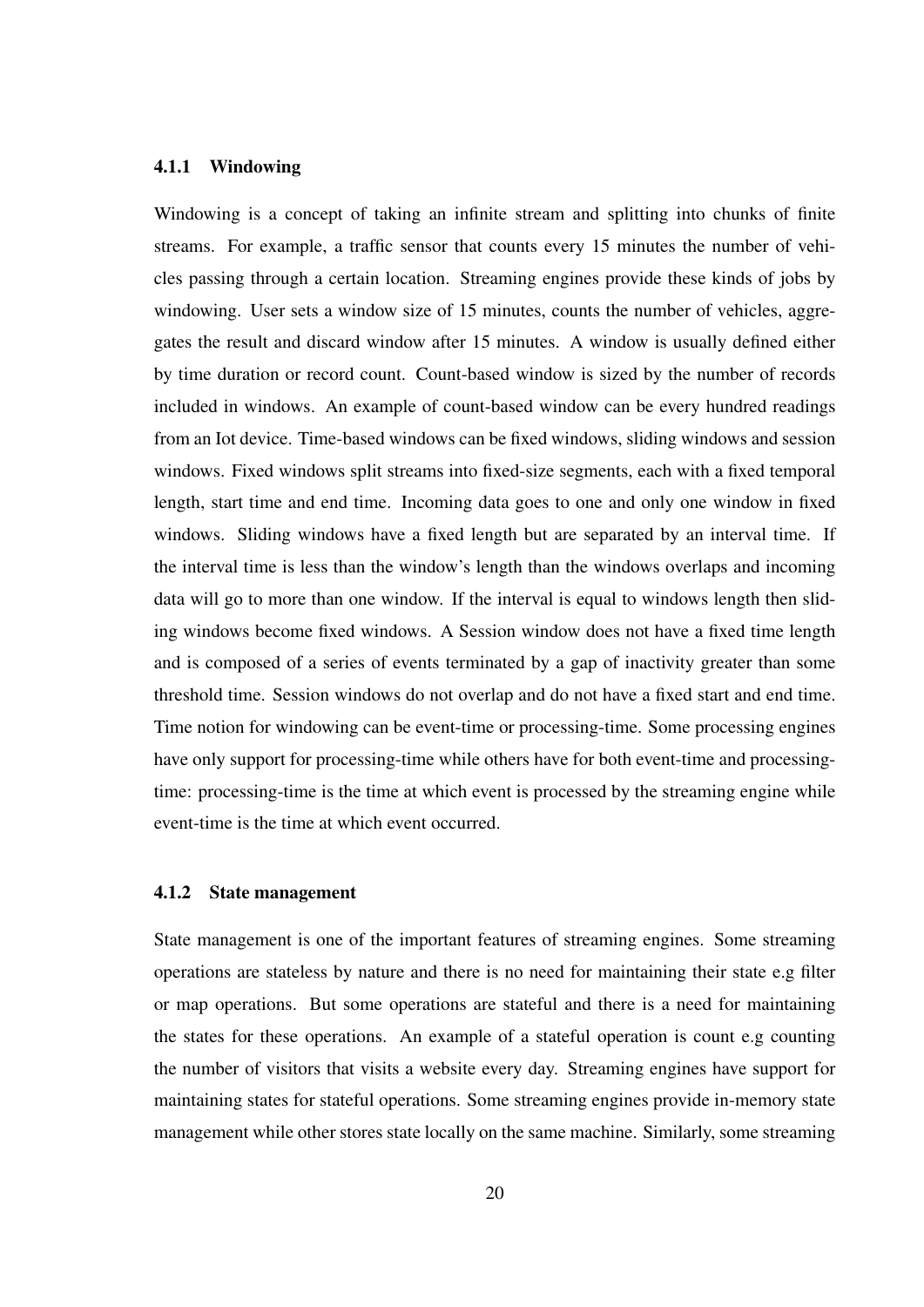### 4.1.1 Windowing

Windowing is a concept of taking an infinite stream and splitting into chunks of finite streams. For example, a traffic sensor that counts every 15 minutes the number of vehicles passing through a certain location. Streaming engines provide these kinds of jobs by windowing. User sets a window size of 15 minutes, counts the number of vehicles, aggregates the result and discard window after 15 minutes. A window is usually defined either by time duration or record count. Count-based window is sized by the number of records included in windows. An example of count-based window can be every hundred readings from an Iot device. Time-based windows can be fixed windows, sliding windows and session windows. Fixed windows split streams into fixed-size segments, each with a fixed temporal length, start time and end time. Incoming data goes to one and only one window in fixed windows. Sliding windows have a fixed length but are separated by an interval time. If the interval time is less than the window's length than the windows overlaps and incoming data will go to more than one window. If the interval is equal to windows length then sliding windows become fixed windows. A Session window does not have a fixed time length and is composed of a series of events terminated by a gap of inactivity greater than some threshold time. Session windows do not overlap and do not have a fixed start and end time. Time notion for windowing can be event-time or processing-time. Some processing engines have only support for processing-time while others have for both event-time and processing-time: processing-time is the time at which event is processed by the streaming engine while event-time is the time at which event occurred.

### 4.1.2 State management

State management is one of the important features of streaming engines. Some streaming operations are stateless by nature and there is no need for maintaining their state e.g filter or map operations. But some operations are stateful and there is a need for maintaining the states for these operations. An example of a stateful operation is count e.g counting the number of visitors that visits a website every day. Streaming engines have support for maintaining states for stateful operations. Some streaming engines provide in-memory state management while other stores state locally on the same machine. Similarly, some streaming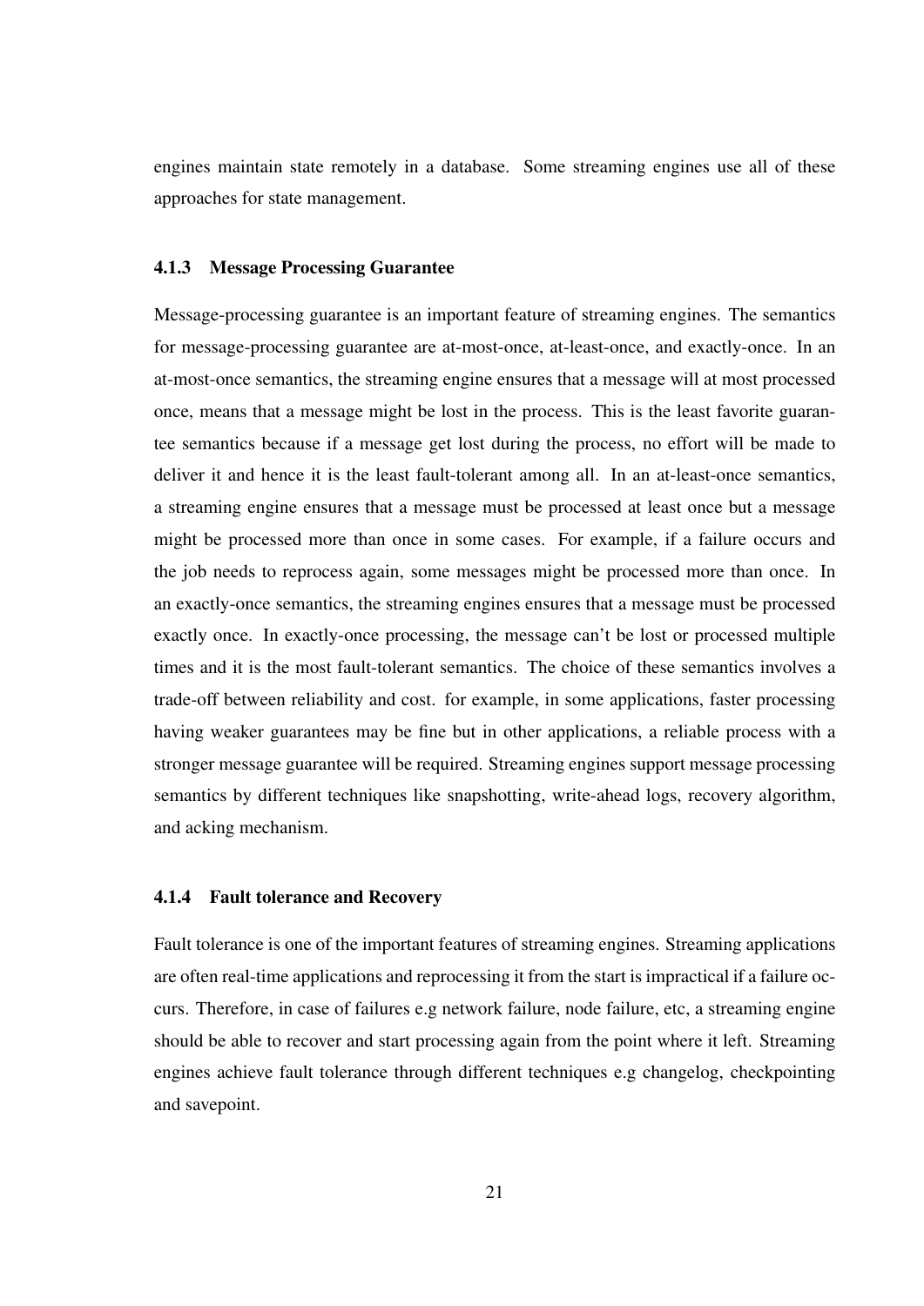engines maintain state remotely in a database. Some streaming engines use all of these approaches for state management.

### 4.1.3 Message Processing Guarantee

Message-processing guarantee is an important feature of streaming engines. The semantics for message-processing guarantee are at-most-once, at-least-once, and exactly-once. In an at-most-once semantics, the streaming engine ensures that a message will at most processed once, means that a message might be lost in the process. This is the least favorite guarantee semantics because if a message get lost during the process, no effort will be made to deliver it and hence it is the least fault-tolerant among all. In an at-least-once semantics, a streaming engine ensures that a message must be processed at least once but a message might be processed more than once in some cases. For example, if a failure occurs and the job needs to reprocess again, some messages might be processed more than once. In an exactly-once semantics, the streaming engines ensures that a message must be processed exactly once. In exactly-once processing, the message can't be lost or processed multiple times and it is the most fault-tolerant semantics. The choice of these semantics involves a trade-off between reliability and cost. for example, in some applications, faster processing having weaker guarantees may be fine but in other applications, a reliable process with a stronger message guarantee will be required. Streaming engines support message processing semantics by different techniques like snapshotting, write-ahead logs, recovery algorithm, and acking mechanism.

### 4.1.4 Fault tolerance and Recovery

Fault tolerance is one of the important features of streaming engines. Streaming applications are often real-time applications and reprocessing it from the start is impractical if a failure occurs. Therefore, in case of failures e.g network failure, node failure, etc, a streaming engine should be able to recover and start processing again from the point where it left. Streaming engines achieve fault tolerance through different techniques e.g changelog, checkpointing and savepoint.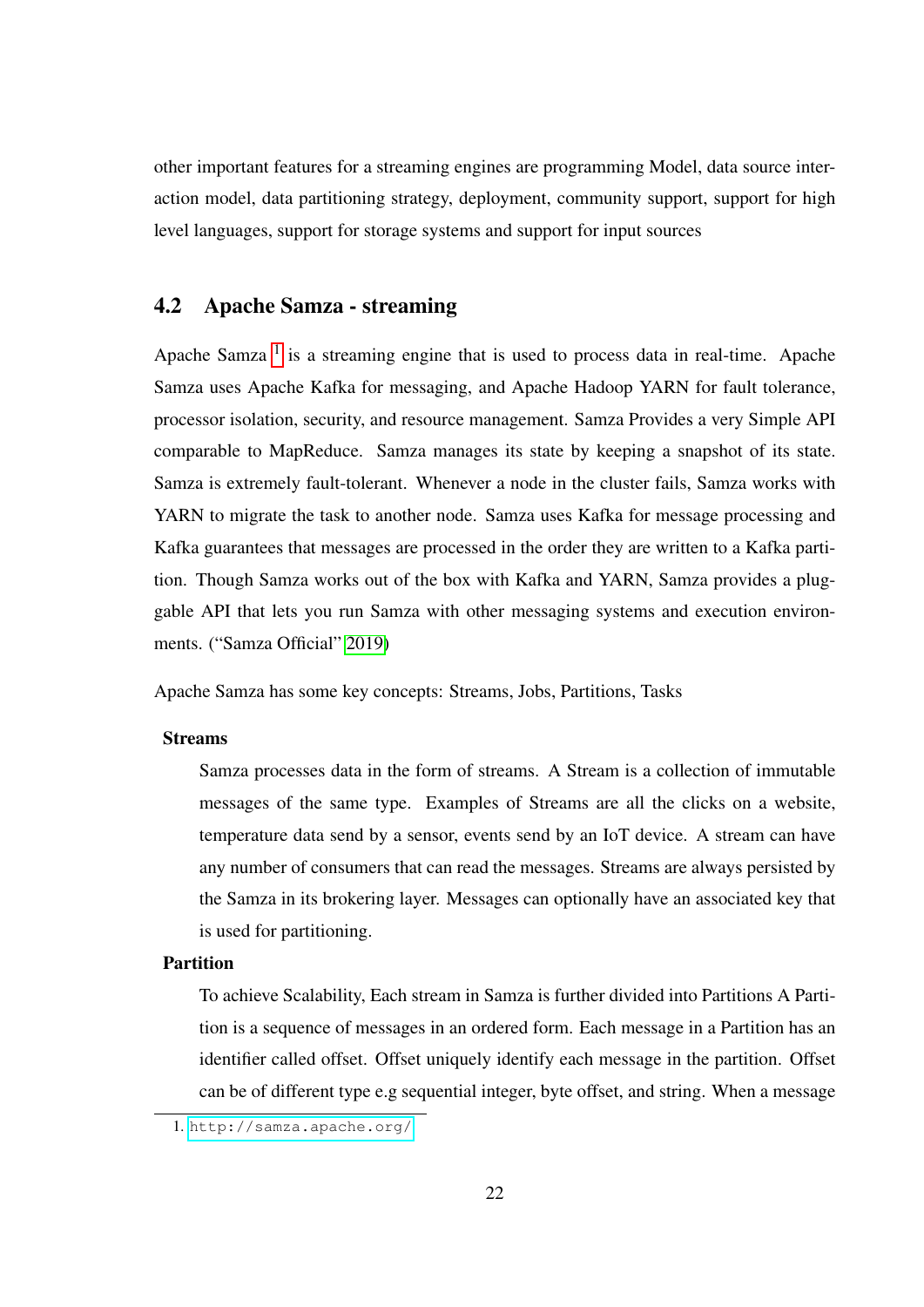other important features for a streaming engines are programming Model, data source interaction model, data partitioning strategy, deployment, community support, support for high level languages, support for storage systems and support for input sources

## 4.2 Apache Samza - streaming

Apache Samza [1] is a streaming engine that is used to process data in real-time. Apache Samza uses Apache Kafka for messaging, and Apache Hadoop YARN for fault tolerance, processor isolation, security, and resource management. Samza Provides a very Simple API comparable to MapReduce. Samza manages its state by keeping a snapshot of its state. Samza is extremely fault-tolerant. Whenever a node in the cluster fails, Samza works with YARN to migrate the task to another node. Samza uses Kafka for message processing and Kafka guarantees that messages are processed in the order they are written to a Kafka partition. Though Samza works out of the box with Kafka and YARN, Samza provides a pluggable API that lets you run Samza with other messaging systems and execution environments. ("Samza Official" 2019)

Apache Samza has some key concepts: Streams, Jobs, Partitions, Tasks

**Streams**

Samza processes data in the form of streams. A Stream is a collection of immutable messages of the same type. Examples of Streams are all the clicks on a website, temperature data send by a sensor, events send by an IoT device. A stream can have any number of consumers that can read the messages. Streams are always persisted by the Samza in its brokering layer. Messages can optionally have an associated key that is used for partitioning.

**Partition**

To achieve Scalability, Each stream in Samza is further divided into Partitions A Partition is a sequence of messages in an ordered form. Each message in a Partition has an identifier called offset. Offset uniquely identify each message in the partition. Offset can be of different type e.g sequential integer, byte offset, and string. When a message

1. http://samza.apache.org/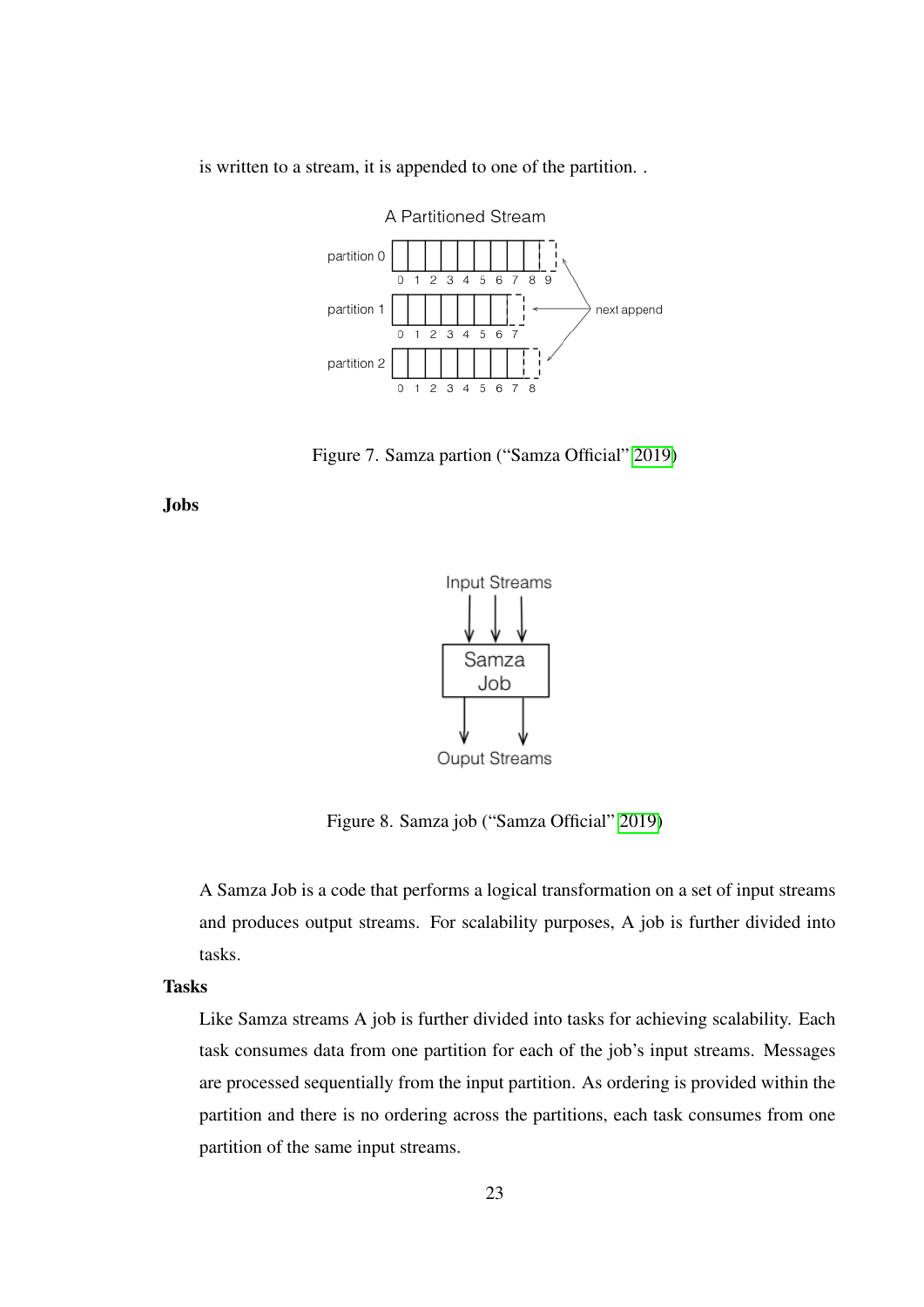is written to a stream, it is appended to one of the partition. .

Figure 7. Samza partion (“Samza Official” 2019)

**Jobs**

Figure 8. Samza job (“Samza Official” 2019)

A Samza Job is a code that performs a logical transformation on a set of input streams and produces output streams. For scalability purposes, A job is further divided into tasks.

**Tasks**

Like Samza streams A job is further divided into tasks for achieving scalability. Each task consumes data from one partition for each of the job’s input streams. Messages are processed sequentially from the input partition. As ordering is provided within the partition and there is no ordering across the partitions, each task consumes from one partition of the same input streams.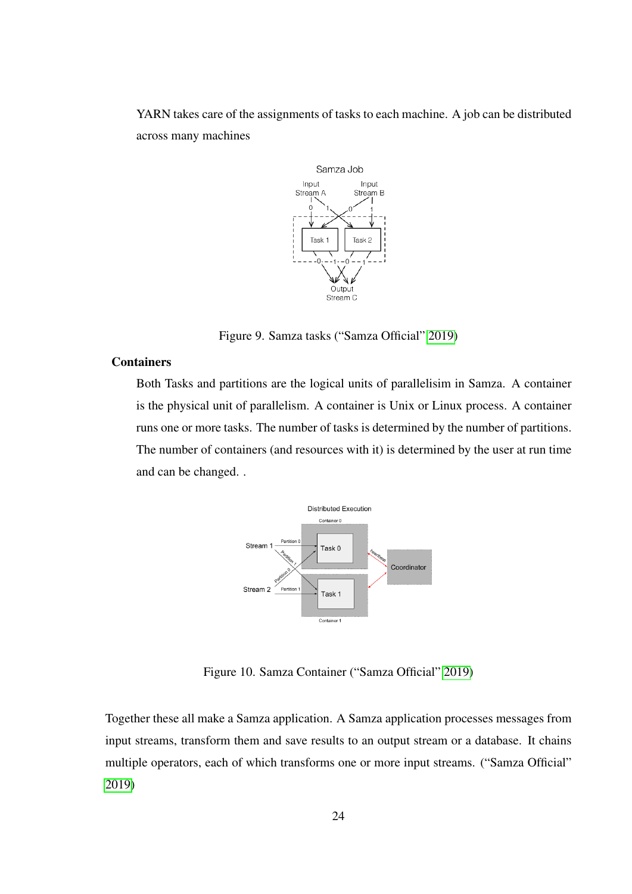YARN takes care of the assignments of tasks to each machine. A job can be distributed across many machines

Figure 9. Samza tasks ("Samza Official" 2019)

**Containers**

Both Tasks and partitions are the logical units of parallelisim in Samza. A container is the physical unit of parallelism. A container is Unix or Linux process. A container runs one or more tasks. The number of tasks is determined by the number of partitions. The number of containers (and resources with it) is determined by the user at run time and can be changed. .

Figure 10. Samza Container ("Samza Official" 2019)

Together these all make a Samza application. A Samza application processes messages from input streams, transform them and save results to an output stream or a database. It chains multiple operators, each of which transforms one or more input streams. ("Samza Official" 2019)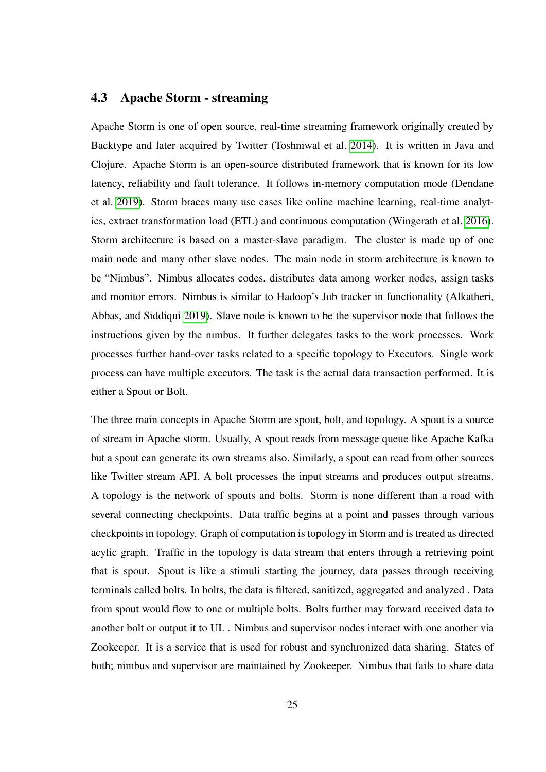## 4.3 Apache Storm - streaming

Apache Storm is one of open source, real-time streaming framework originally created by Backtype and later acquired by Twitter (Toshniwal et al. 2014). It is written in Java and Clojure. Apache Storm is an open-source distributed framework that is known for its low latency, reliability and fault tolerance. It follows in-memory computation mode (Dendane et al. 2019). Storm braces many use cases like online machine learning, real-time analytics, extract transformation load (ETL) and continuous computation (Wingerath et al. 2016). Storm architecture is based on a master-slave paradigm. The cluster is made up of one main node and many other slave nodes. The main node in storm architecture is known to be "Nimbus". Nimbus allocates codes, distributes data among worker nodes, assign tasks and monitor errors. Nimbus is similar to Hadoop's Job tracker in functionality (Alkatheri, Abbas, and Siddiqui 2019). Slave node is known to be the supervisor node that follows the instructions given by the nimbus. It further delegates tasks to the work processes. Work processes further hand-over tasks related to a specific topology to Executors. Single work process can have multiple executors. The task is the actual data transaction performed. It is either a Spout or Bolt.

The three main concepts in Apache Storm are spout, bolt, and topology. A spout is a source of stream in Apache storm. Usually, A spout reads from message queue like Apache Kafka but a spout can generate its own streams also. Similarly, a spout can read from other sources like Twitter stream API. A bolt processes the input streams and produces output streams. A topology is the network of spouts and bolts. Storm is none different than a road with several connecting checkpoints. Data traffic begins at a point and passes through various checkpoints in topology. Graph of computation is topology in Storm and is treated as directed acylic graph. Traffic in the topology is data stream that enters through a retrieving point that is spout. Spout is like a stimuli starting the journey, data passes through receiving terminals called bolts. In bolts, the data is filtered, sanitized, aggregated and analyzed . Data from spout would flow to one or multiple bolts. Bolts further may forward received data to another bolt or output it to UI. . Nimbus and supervisor nodes interact with one another via Zookeeper. It is a service that is used for robust and synchronized data sharing. States of both; nimbus and supervisor are maintained by Zookeeper. Nimbus that fails to share data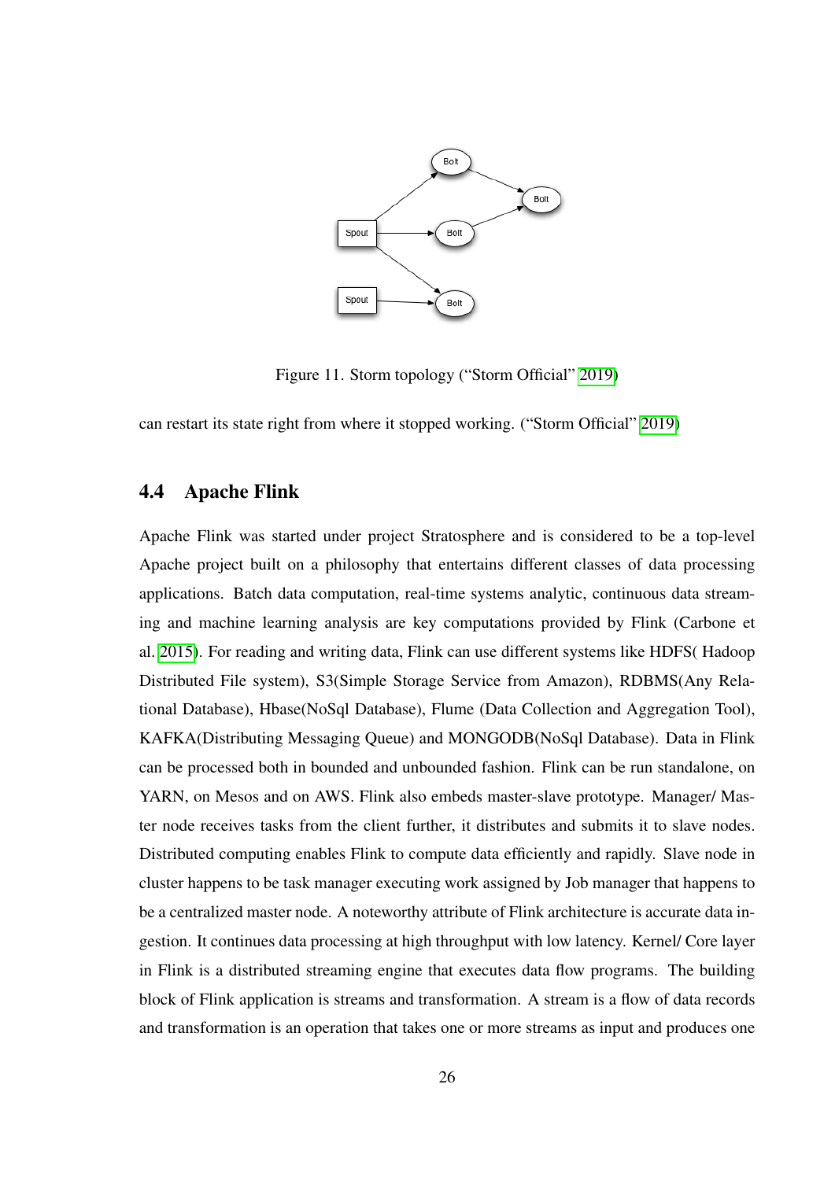Figure 11. Storm topology (“Storm Official” 2019)

can restart its state right from where it stopped working. (“Storm Official” 2019)

## 4.4 Apache Flink

Apache Flink was started under project Stratosphere and is considered to be a top-level Apache project built on a philosophy that entertains different classes of data processing applications. Batch data computation, real-time systems analytic, continuous data streaming and machine learning analysis are key computations provided by Flink (Carbone et al. 2015). For reading and writing data, Flink can use different systems like HDFS( Hadoop Distributed File system), S3(Simple Storage Service from Amazon), RDBMS(Any Relational Database), Hbase(NoSql Database), Flume (Data Collection and Aggregation Tool), KAFKA(Distributing Messaging Queue) and MONGODB(NoSql Database). Data in Flink can be processed both in bounded and unbounded fashion. Flink can be run standalone, on YARN, on Mesos and on AWS. Flink also embeds master-slave prototype. Manager/ Master node receives tasks from the client further, it distributes and submits it to slave nodes. Distributed computing enables Flink to compute data efficiently and rapidly. Slave node in cluster happens to be task manager executing work assigned by Job manager that happens to be a centralized master node. A noteworthy attribute of Flink architecture is accurate data ingestion. It continues data processing at high throughput with low latency. Kernel/ Core layer in Flink is a distributed streaming engine that executes data flow programs. The building block of Flink application is streams and transformation. A stream is a flow of data records and transformation is an operation that takes one or more streams as input and produces one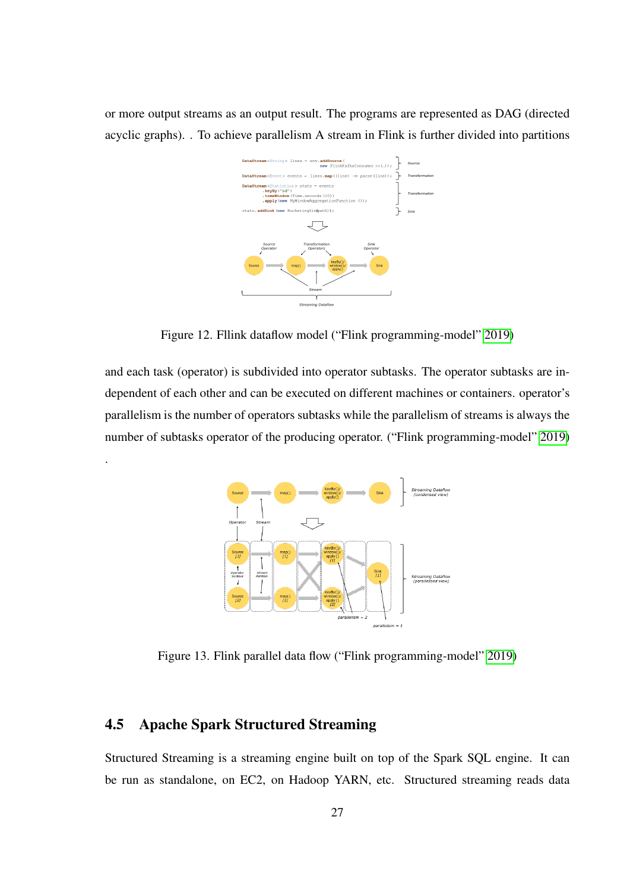or more output streams as an output result. The programs are represented as DAG (directed acyclic graphs). . To achieve parallelism A stream in Flink is further divided into partitions

Figure 12. Fllink dataflow model ("Flink programming-model" 2019)

and each task (operator) is subdivided into operator subtasks. The operator subtasks are independent of each other and can be executed on different machines or containers. operator's parallelism is the number of operators subtasks while the parallelism of streams is always the number of subtasks operator of the producing operator. ("Flink programming-model" 2019)

.

Figure 13. Flink parallel data flow ("Flink programming-model" 2019)

## 4.5 Apache Spark Structured Streaming

Structured Streaming is a streaming engine built on top of the Spark SQL engine. It can be run as standalone, on EC2, on Hadoop YARN, etc. Structured streaming reads data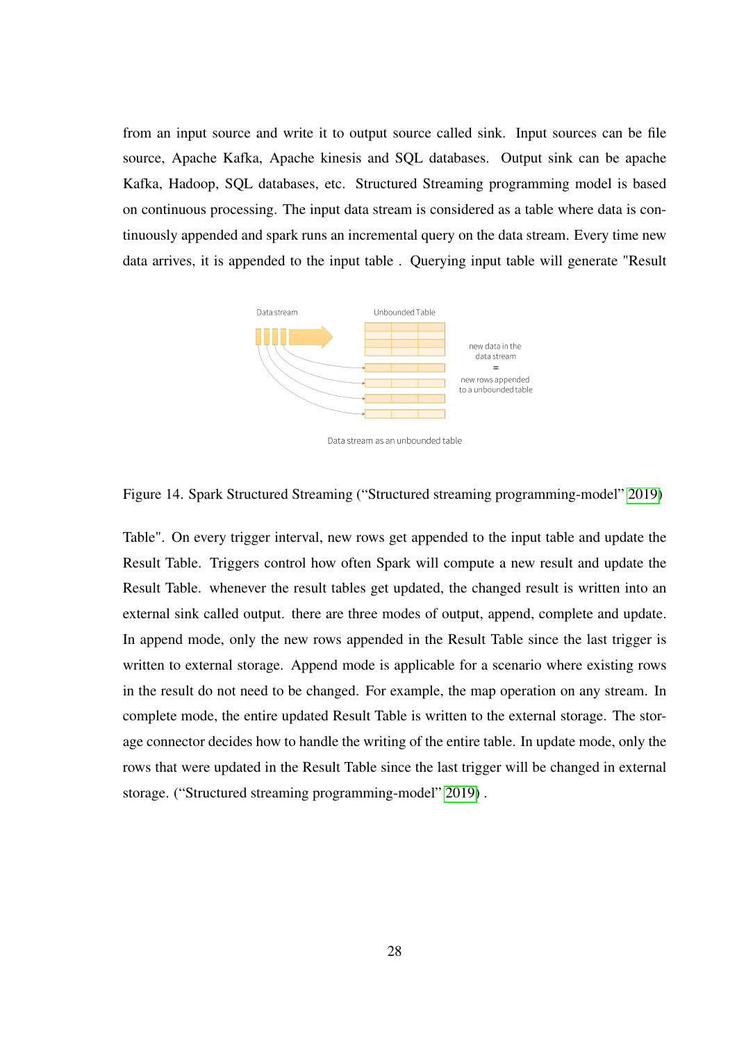from an input source and write it to output source called sink. Input sources can be file source, Apache Kafka, Apache kinesis and SQL databases. Output sink can be apache Kafka, Hadoop, SQL databases, etc. Structured Streaming programming model is based on continuous processing. The input data stream is considered as a table where data is continuously appended and spark runs an incremental query on the data stream. Every time new data arrives, it is appended to the input table . Querying input table will generate "Result

Figure 14. Spark Structured Streaming ("Structured streaming programming-model" 2019)

Table". On every trigger interval, new rows get appended to the input table and update the Result Table. Triggers control how often Spark will compute a new result and update the Result Table. whenever the result tables get updated, the changed result is written into an external sink called output. there are three modes of output, append, complete and update. In append mode, only the new rows appended in the Result Table since the last trigger is written to external storage. Append mode is applicable for a scenario where existing rows in the result do not need to be changed. For example, the map operation on any stream. In complete mode, the entire updated Result Table is written to the external storage. The storage connector decides how to handle the writing of the entire table. In update mode, only the rows that were updated in the Result Table since the last trigger will be changed in external storage. ("Structured streaming programming-model" 2019) .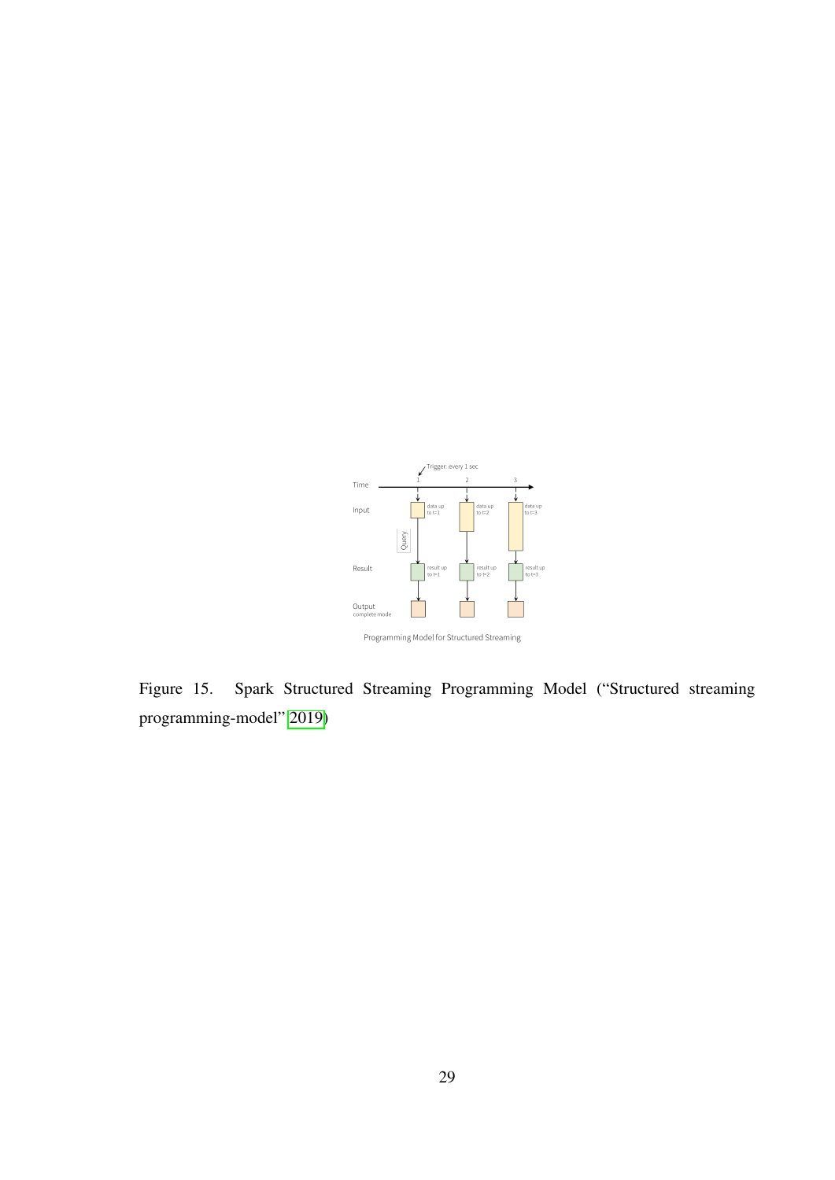Figure 15. Spark Structured Streaming Programming Model ("Structured streaming programming-model" 2019)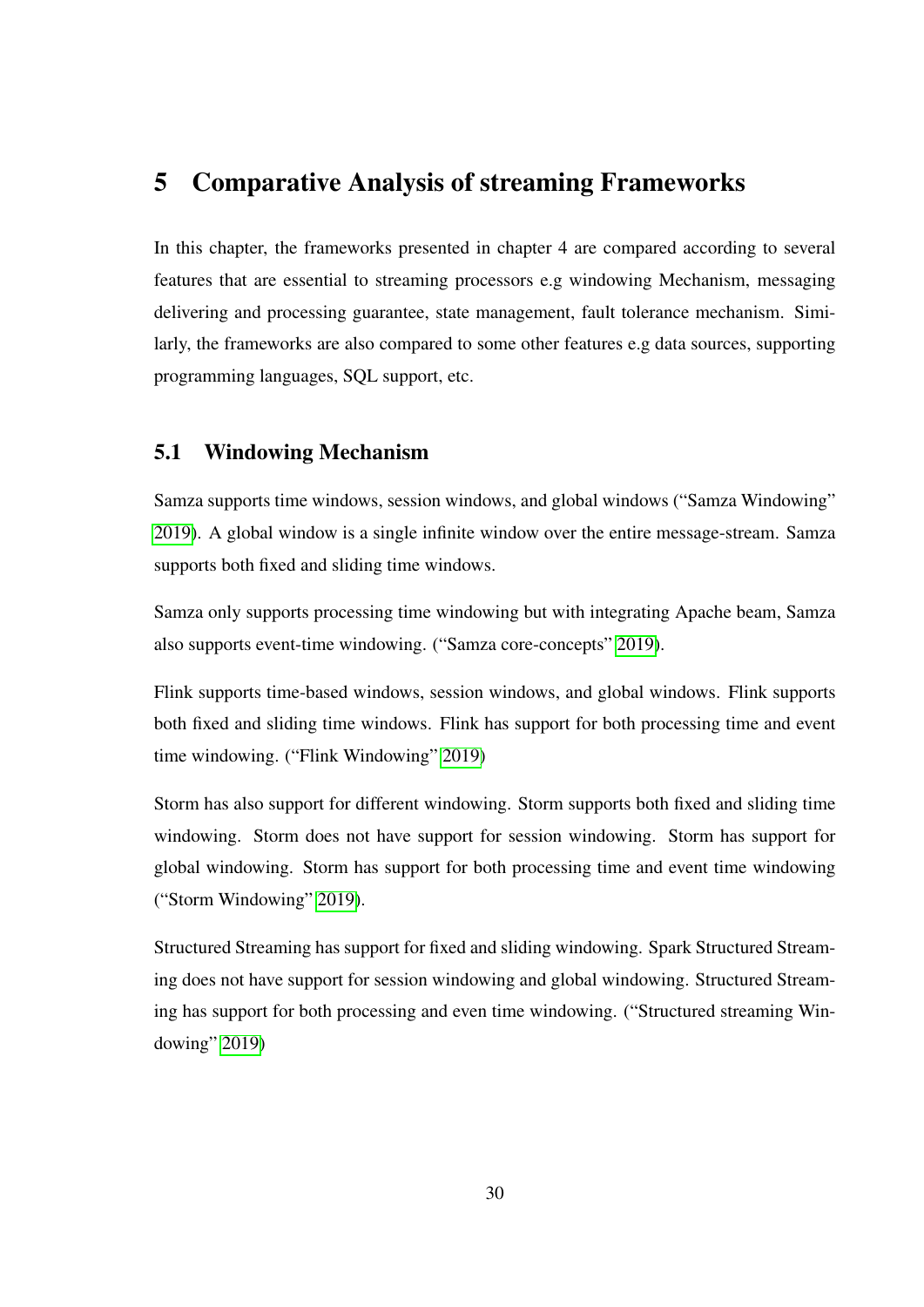# 5 Comparative Analysis of streaming Frameworks

In this chapter, the frameworks presented in chapter 4 are compared according to several features that are essential to streaming processors e.g windowing Mechanism, messaging delivering and processing guarantee, state management, fault tolerance mechanism. Similarly, the frameworks are also compared to some other features e.g data sources, supporting programming languages, SQL support, etc.

## 5.1 Windowing Mechanism

Samza supports time windows, session windows, and global windows ("Samza Windowing" 2019). A global window is a single infinite window over the entire message-stream. Samza supports both fixed and sliding time windows.

Samza only supports processing time windowing but with integrating Apache beam, Samza also supports event-time windowing. ("Samza core-concepts" 2019).

Flink supports time-based windows, session windows, and global windows. Flink supports both fixed and sliding time windows. Flink has support for both processing time and event time windowing. ("Flink Windowing" 2019)

Storm has also support for different windowing. Storm supports both fixed and sliding time windowing. Storm does not have support for session windowing. Storm has support for global windowing. Storm has support for both processing time and event time windowing ("Storm Windowing" 2019).

Structured Streaming has support for fixed and sliding windowing. Spark Structured Streaming does not have support for session windowing and global windowing. Structured Streaming has support for both processing and even time windowing. ("Structured streaming Windowing" 2019)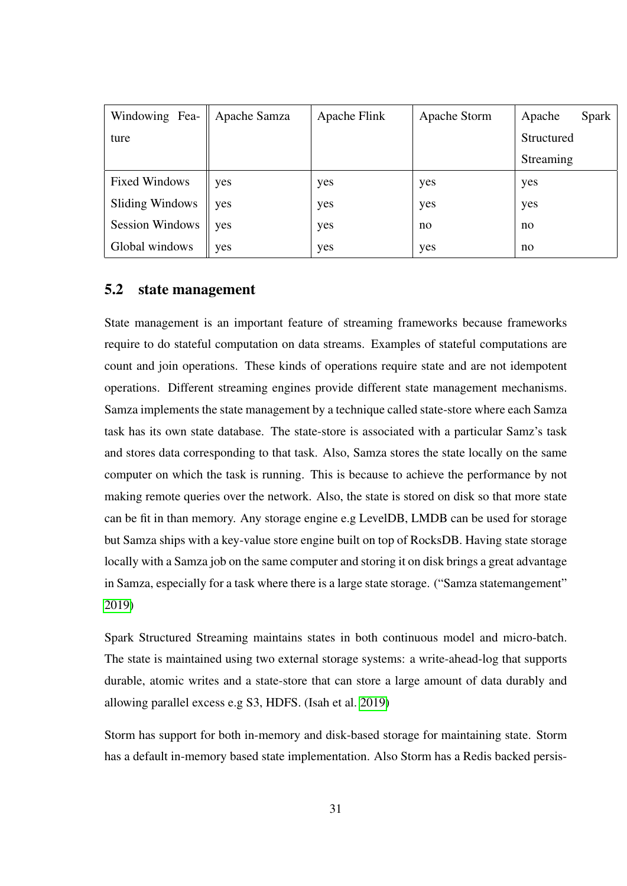| Windowing Feature | Apache Samza | Apache Flink | Apache Storm | Apache Spark Structured Streaming |
|---|---|---|---|---|
| Fixed Windows | yes | yes | yes | yes |
| Sliding Windows | yes | yes | yes | yes |
| Session Windows | yes | yes | no | no |
| Global windows | yes | yes | yes | no |

## 5.2 state management

State management is an important feature of streaming frameworks because frameworks require to do stateful computation on data streams. Examples of stateful computations are count and join operations. These kinds of operations require state and are not idempotent operations. Different streaming engines provide different state management mechanisms. Samza implements the state management by a technique called state-store where each Samza task has its own state database. The state-store is associated with a particular Samz's task and stores data corresponding to that task. Also, Samza stores the state locally on the same computer on which the task is running. This is because to achieve the performance by not making remote queries over the network. Also, the state is stored on disk so that more state can be fit in than memory. Any storage engine e.g LevelDB, LMDB can be used for storage but Samza ships with a key-value store engine built on top of RocksDB. Having state storage locally with a Samza job on the same computer and storing it on disk brings a great advantage in Samza, especially for a task where there is a large state storage. ("Samza statemangement" 2019)

Spark Structured Streaming maintains states in both continuous model and micro-batch. The state is maintained using two external storage systems: a write-ahead-log that supports durable, atomic writes and a state-store that can store a large amount of data durably and allowing parallel excess e.g S3, HDFS. (Isah et al. 2019)

Storm has support for both in-memory and disk-based storage for maintaining state. Storm has a default in-memory based state implementation. Also Storm has a Redis backed persis-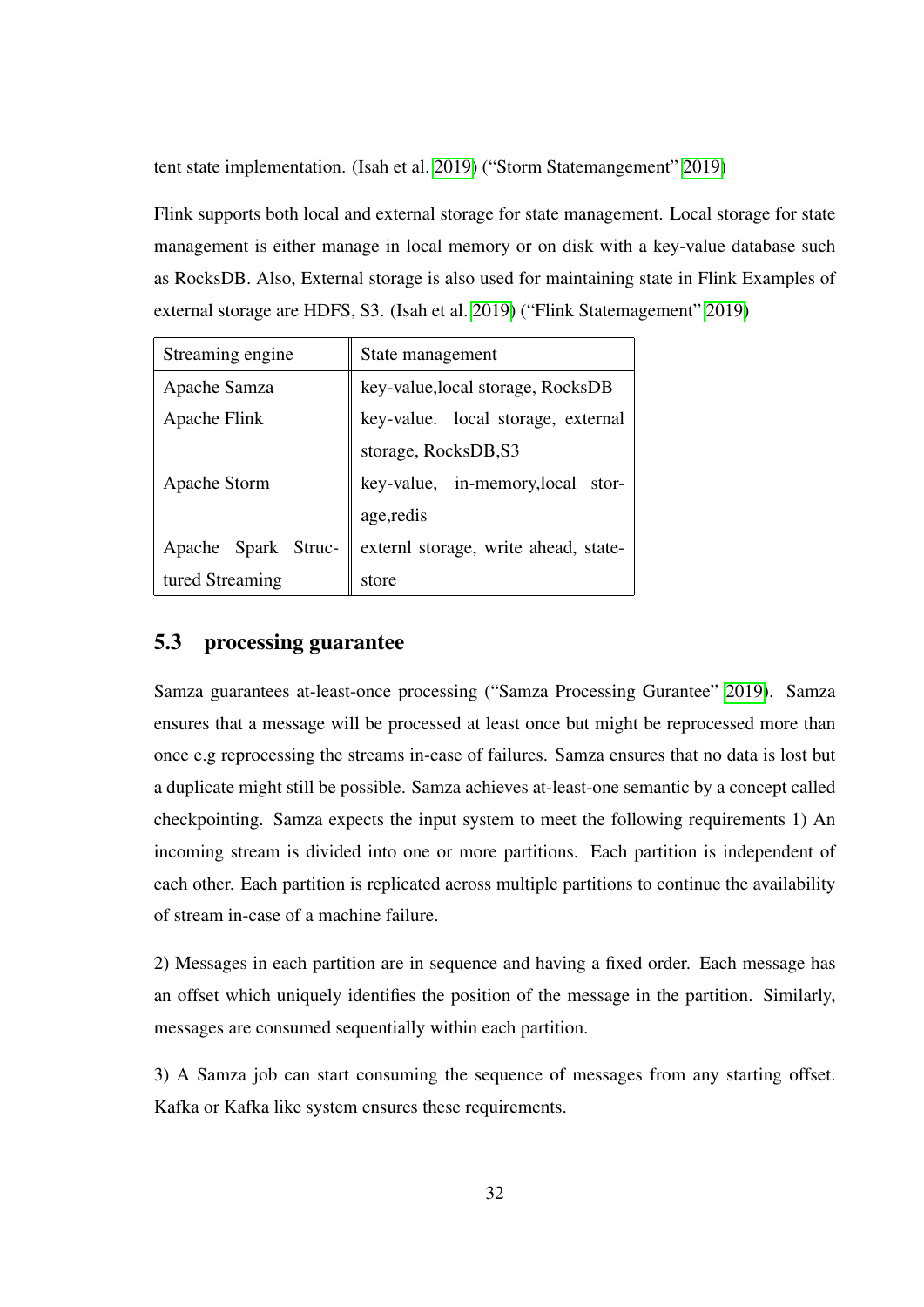tent state implementation. (Isah et al. 2019) ("Storm Statemangement" 2019)

Flink supports both local and external storage for state management. Local storage for state management is either manage in local memory or on disk with a key-value database such as RocksDB. Also, External storage is also used for maintaining state in Flink Examples of external storage are HDFS, S3. (Isah et al. 2019) ("Flink Statemagement" 2019)

| Streaming engine | State management |
|---|---|
| Apache Samza | key-value,local storage, RocksDB |
| Apache Flink | key-value. local storage, external storage, RocksDB,S3 |
| Apache Storm | key-value, in-memory,local storage,redis |
| Apache Spark Structured Streaming | externl storage, write ahead, statestore |

## 5.3 processing guarantee

Samza guarantees at-least-once processing ("Samza Processing Gurantee" 2019). Samza ensures that a message will be processed at least once but might be reprocessed more than once e.g reprocessing the streams in-case of failures. Samza ensures that no data is lost but a duplicate might still be possible. Samza achieves at-least-one semantic by a concept called checkpointing. Samza expects the input system to meet the following requirements 1) An incoming stream is divided into one or more partitions. Each partition is independent of each other. Each partition is replicated across multiple partitions to continue the availability of stream in-case of a machine failure.

2) Messages in each partition are in sequence and having a fixed order. Each message has an offset which uniquely identifies the position of the message in the partition. Similarly, messages are consumed sequentially within each partition.

3) A Samza job can start consuming the sequence of messages from any starting offset. Kafka or Kafka like system ensures these requirements.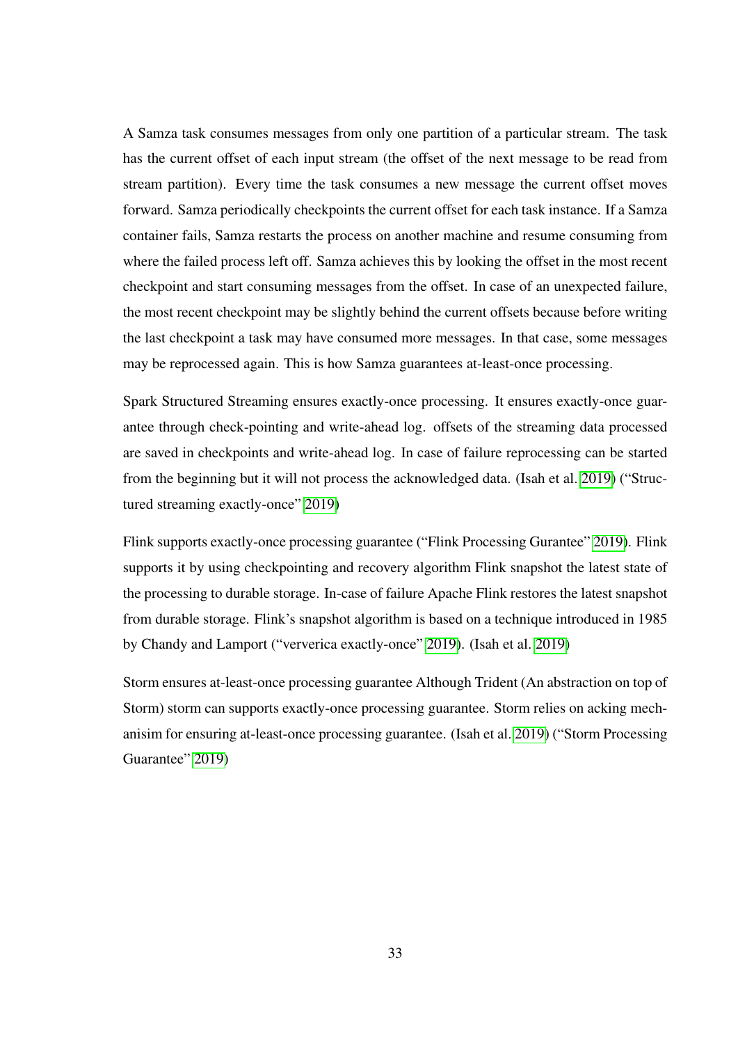A Samza task consumes messages from only one partition of a particular stream. The task has the current offset of each input stream (the offset of the next message to be read from stream partition). Every time the task consumes a new message the current offset moves forward. Samza periodically checkpoints the current offset for each task instance. If a Samza container fails, Samza restarts the process on another machine and resume consuming from where the failed process left off. Samza achieves this by looking the offset in the most recent checkpoint and start consuming messages from the offset. In case of an unexpected failure, the most recent checkpoint may be slightly behind the current offsets because before writing the last checkpoint a task may have consumed more messages. In that case, some messages may be reprocessed again. This is how Samza guarantees at-least-once processing.

Spark Structured Streaming ensures exactly-once processing. It ensures exactly-once guarantee through check-pointing and write-ahead log. offsets of the streaming data processed are saved in checkpoints and write-ahead log. In case of failure reprocessing can be started from the beginning but it will not process the acknowledged data. (Isah et al. 2019) ("Structured streaming exactly-once" 2019)

Flink supports exactly-once processing guarantee ("Flink Processing Gurantee" 2019). Flink supports it by using checkpointing and recovery algorithm Flink snapshot the latest state of the processing to durable storage. In-case of failure Apache Flink restores the latest snapshot from durable storage. Flink's snapshot algorithm is based on a technique introduced in 1985 by Chandy and Lamport ("ververica exactly-once" 2019). (Isah et al. 2019)

Storm ensures at-least-once processing guarantee Although Trident (An abstraction on top of Storm) storm can supports exactly-once processing guarantee. Storm relies on acking mechanisim for ensuring at-least-once processing guarantee. (Isah et al. 2019) ("Storm Processing Guarantee" 2019)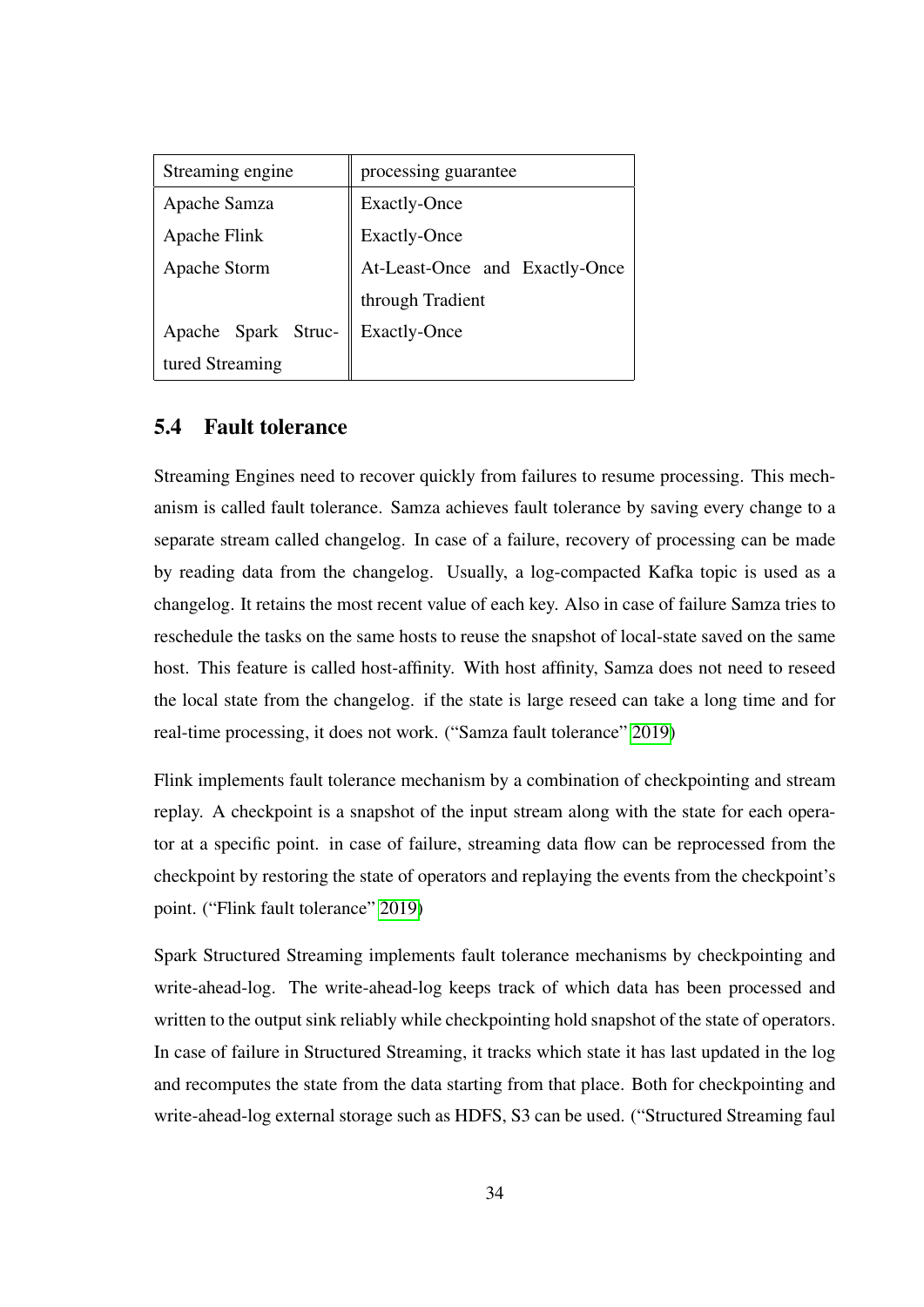| Streaming engine | processing guarantee |
|---|---|
| Apache Samza | Exactly-Once |
| Apache Flink | Exactly-Once |
| Apache Storm | At-Least-Once and Exactly-Once through Tradient |
| Apache Spark Structured Streaming | Exactly-Once |

## 5.4 Fault tolerance

Streaming Engines need to recover quickly from failures to resume processing. This mechanism is called fault tolerance. Samza achieves fault tolerance by saving every change to a separate stream called changelog. In case of a failure, recovery of processing can be made by reading data from the changelog. Usually, a log-compacted Kafka topic is used as a changelog. It retains the most recent value of each key. Also in case of failure Samza tries to reschedule the tasks on the same hosts to reuse the snapshot of local-state saved on the same host. This feature is called host-affinity. With host affinity, Samza does not need to reseed the local state from the changelog. if the state is large reseed can take a long time and for real-time processing, it does not work. ("Samza fault tolerance" 2019)

Flink implements fault tolerance mechanism by a combination of checkpointing and stream replay. A checkpoint is a snapshot of the input stream along with the state for each operator at a specific point. in case of failure, streaming data flow can be reprocessed from the checkpoint by restoring the state of operators and replaying the events from the checkpoint's point. ("Flink fault tolerance" 2019)

Spark Structured Streaming implements fault tolerance mechanisms by checkpointing and write-ahead-log. The write-ahead-log keeps track of which data has been processed and written to the output sink reliably while checkpointing hold snapshot of the state of operators. In case of failure in Structured Streaming, it tracks which state it has last updated in the log and recomputes the state from the data starting from that place. Both for checkpointing and write-ahead-log external storage such as HDFS, S3 can be used. ("Structured Streaming faul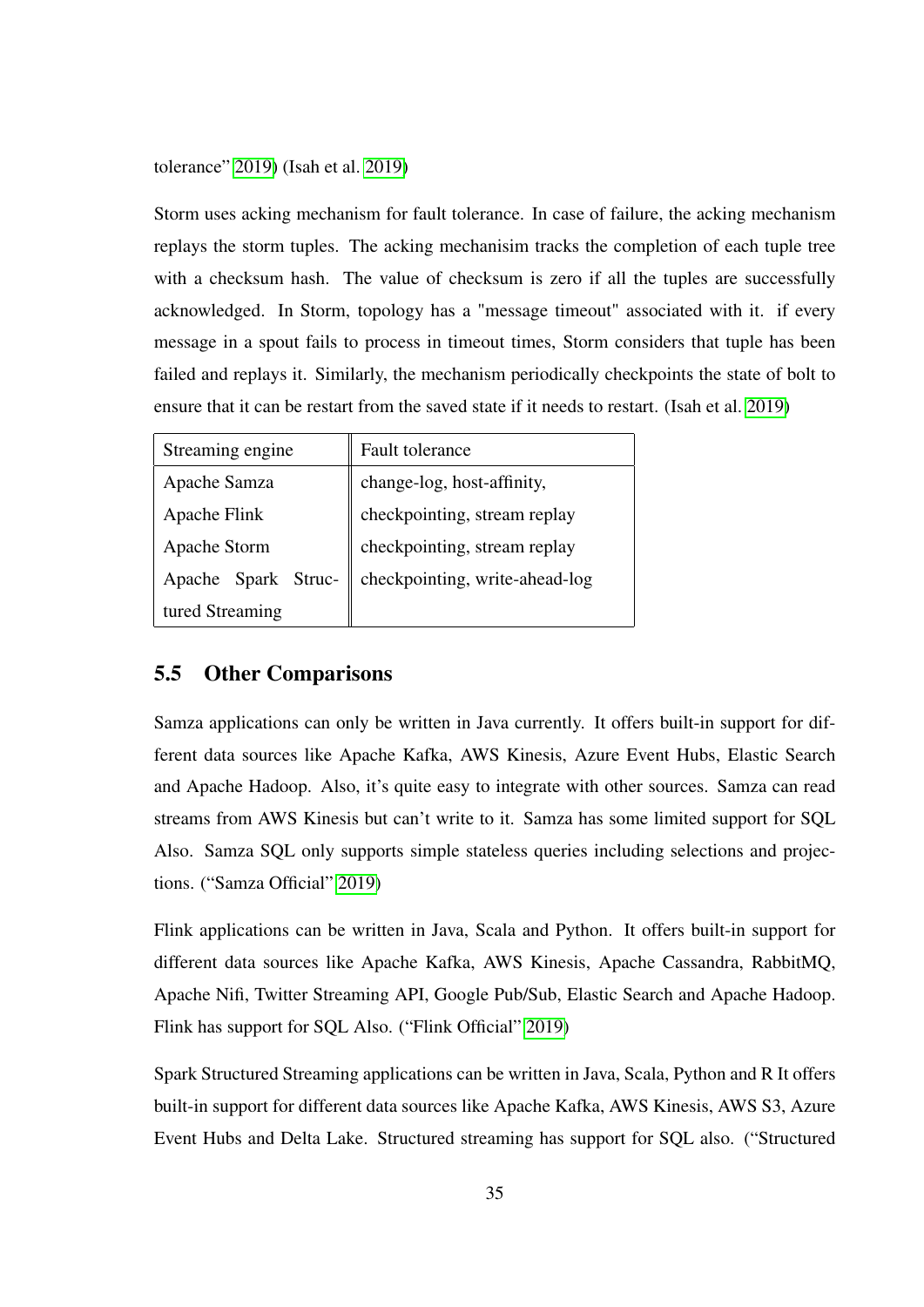tolerance" 2019) (Isah et al. 2019)

Storm uses acking mechanism for fault tolerance. In case of failure, the acking mechanism replays the storm tuples. The acking mechanisim tracks the completion of each tuple tree with a checksum hash. The value of checksum is zero if all the tuples are successfully acknowledged. In Storm, topology has a "message timeout" associated with it. if every message in a spout fails to process in timeout times, Storm considers that tuple has been failed and replays it. Similarly, the mechanism periodically checkpoints the state of bolt to ensure that it can be restart from the saved state if it needs to restart. (Isah et al. 2019)

| Streaming engine | Fault tolerance |
|---|---|
| Apache Samza | change-log, host-affinity, |
| Apache Flink | checkpointing, stream replay |
| Apache Storm | checkpointing, stream replay |
| Apache Spark Structured Streaming | checkpointing, write-ahead-log |

## 5.5 Other Comparisons

Samza applications can only be written in Java currently. It offers built-in support for different data sources like Apache Kafka, AWS Kinesis, Azure Event Hubs, Elastic Search and Apache Hadoop. Also, it's quite easy to integrate with other sources. Samza can read streams from AWS Kinesis but can't write to it. Samza has some limited support for SQL Also. Samza SQL only supports simple stateless queries including selections and projections. ("Samza Official" 2019)

Flink applications can be written in Java, Scala and Python. It offers built-in support for different data sources like Apache Kafka, AWS Kinesis, Apache Cassandra, RabbitMQ, Apache Nifi, Twitter Streaming API, Google Pub/Sub, Elastic Search and Apache Hadoop. Flink has support for SQL Also. ("Flink Official" 2019)

Spark Structured Streaming applications can be written in Java, Scala, Python and R It offers built-in support for different data sources like Apache Kafka, AWS Kinesis, AWS S3, Azure Event Hubs and Delta Lake. Structured streaming has support for SQL also. ("Structured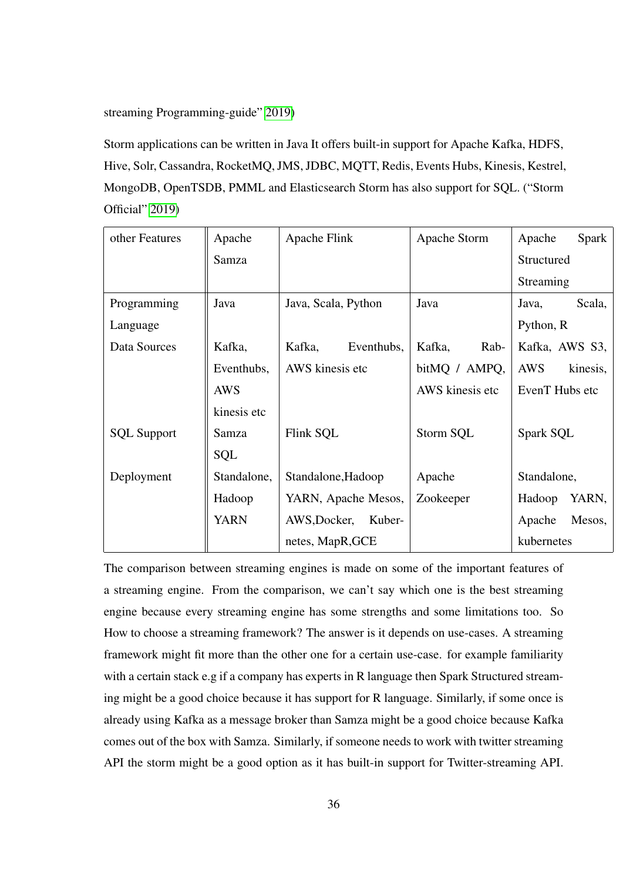streaming Programming-guide" 2019)

Storm applications can be written in Java It offers built-in support for Apache Kafka, HDFS, Hive, Solr, Cassandra, RocketMQ, JMS, JDBC, MQTT, Redis, Events Hubs, Kinesis, Kestrel, MongoDB, OpenTSDB, PMML and Elasticsearch Storm has also support for SQL. ("Storm Official" 2019)

| other Features | Apache Samza | Apache Flink | Apache Storm | Apache Spark Structured Streaming |
|---|---|---|---|---|
| Programming Language | Java | Java, Scala, Python | Java | Java, Scala, Python, R |
| Data Sources | Kafka, Eventhubs, AWS kinesis etc | Kafka, Eventhubs, AWS kinesis etc | Kafka, RabbitMQ / AMPQ, AWS kinesis etc | Kafka, AWS S3, AWS kinesis, EvenT Hubs etc |
| SQL Support | Samza SQL | Flink SQL | Storm SQL | Spark SQL |
| Deployment | Standalone, Hadoop YARN | Standalone,Hadoop YARN, Apache Mesos, AWS,Docker, Kubernetes, MapR,GCE | Apache Zookeeper | Standalone, Hadoop YARN, Apache Mesos, kubernetes |

The comparison between streaming engines is made on some of the important features of a streaming engine. From the comparison, we can't say which one is the best streaming engine because every streaming engine has some strengths and some limitations too. So How to choose a streaming framework? The answer is it depends on use-cases. A streaming framework might fit more than the other one for a certain use-case. for example familiarity with a certain stack e.g if a company has experts in R language then Spark Structured streaming might be a good choice because it has support for R language. Similarly, if some once is already using Kafka as a message broker than Samza might be a good choice because Kafka comes out of the box with Samza. Similarly, if someone needs to work with twitter streaming API the storm might be a good option as it has built-in support for Twitter-streaming API.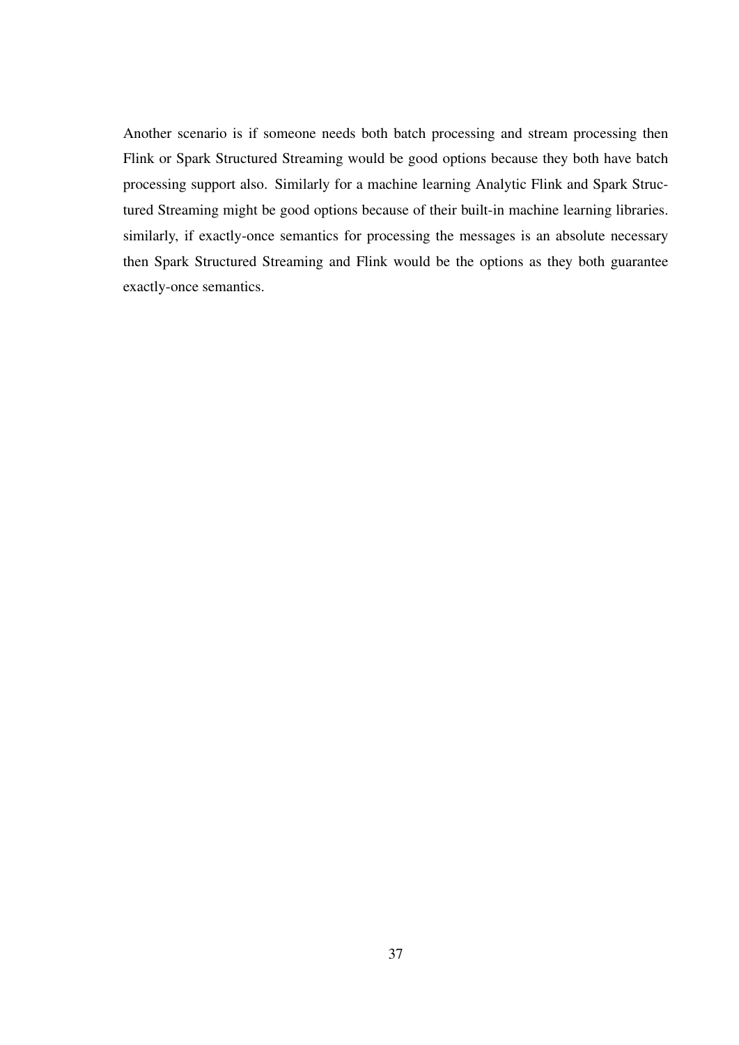Another scenario is if someone needs both batch processing and stream processing then Flink or Spark Structured Streaming would be good options because they both have batch processing support also. Similarly for a machine learning Analytic Flink and Spark Structured Streaming might be good options because of their built-in machine learning libraries. similarly, if exactly-once semantics for processing the messages is an absolute necessary then Spark Structured Streaming and Flink would be the options as they both guarantee exactly-once semantics.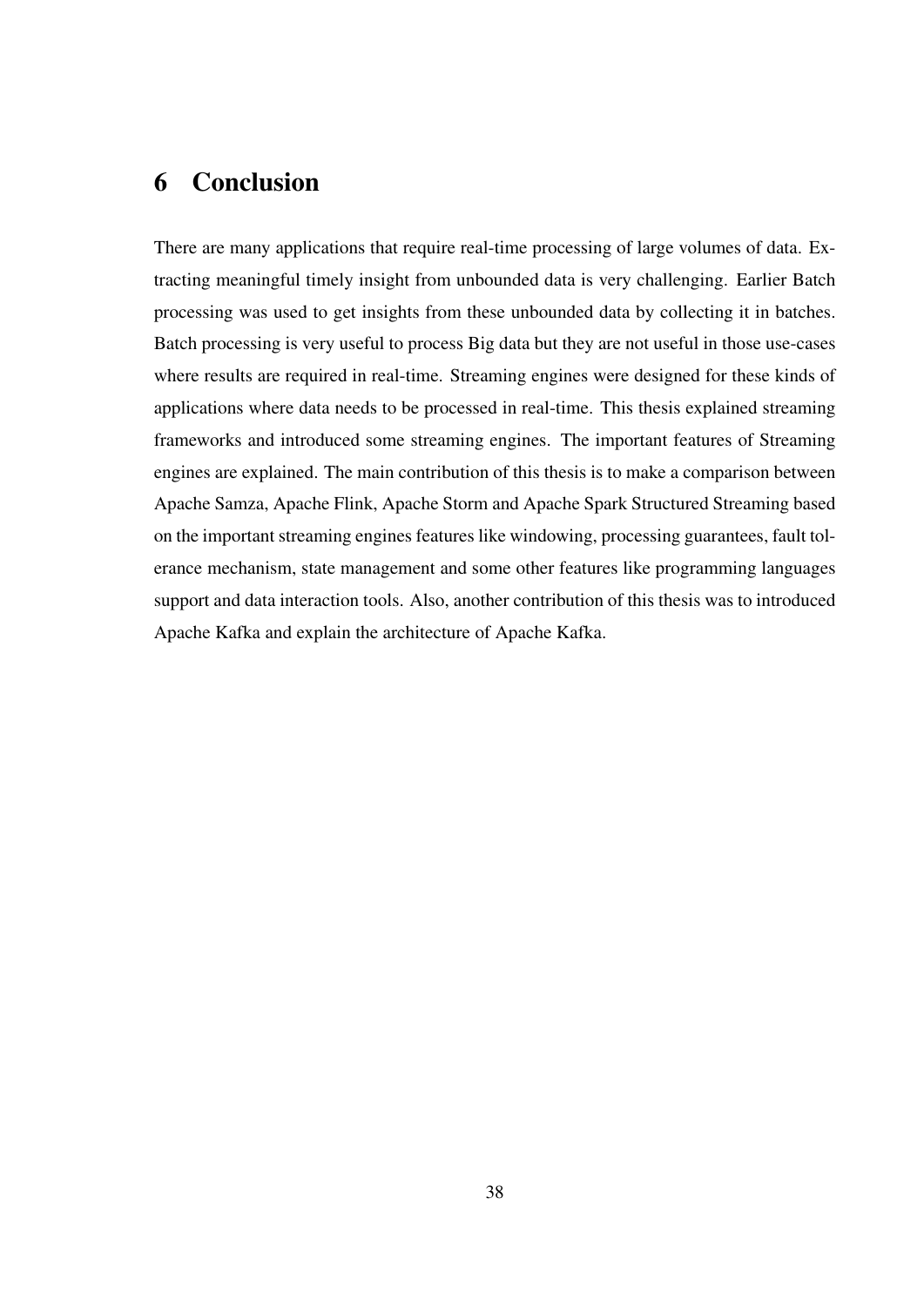# 6 Conclusion

There are many applications that require real-time processing of large volumes of data. Extracting meaningful timely insight from unbounded data is very challenging. Earlier Batch processing was used to get insights from these unbounded data by collecting it in batches. Batch processing is very useful to process Big data but they are not useful in those use-cases where results are required in real-time. Streaming engines were designed for these kinds of applications where data needs to be processed in real-time. This thesis explained streaming frameworks and introduced some streaming engines. The important features of Streaming engines are explained. The main contribution of this thesis is to make a comparison between Apache Samza, Apache Flink, Apache Storm and Apache Spark Structured Streaming based on the important streaming engines features like windowing, processing guarantees, fault tolerance mechanism, state management and some other features like programming languages support and data interaction tools. Also, another contribution of this thesis was to introduced Apache Kafka and explain the architecture of Apache Kafka.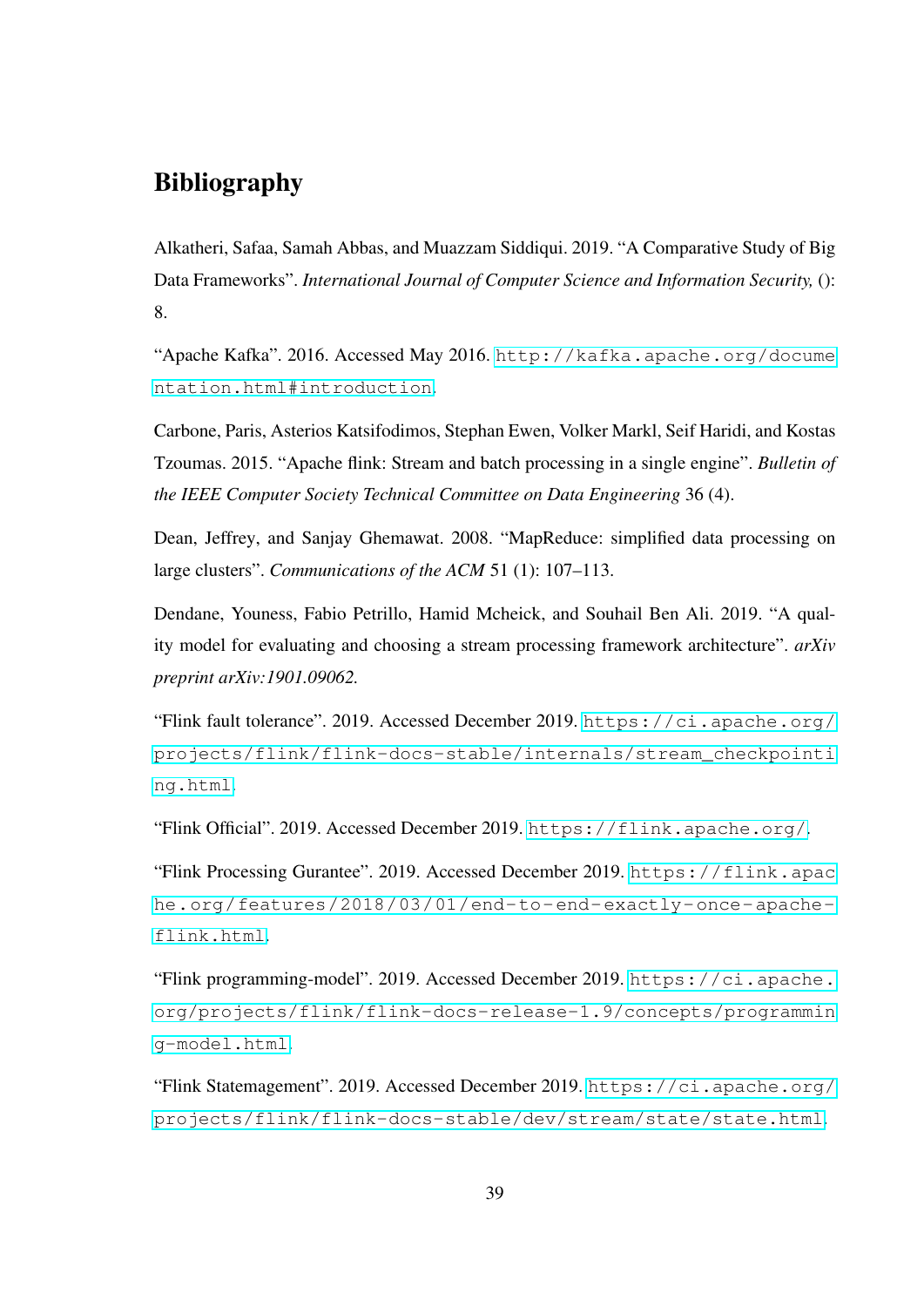# Bibliography

Alkatheri, Safaa, Samah Abbas, and Muazzam Siddiqui. 2019. "A Comparative Study of Big Data Frameworks". *International Journal of Computer Science and Information Security,* (): 8.

"Apache Kafka". 2016. Accessed May 2016. http://kafka.apache.org/documentation.html#introduction.

Carbone, Paris, Asterios Katsifodimos, Stephan Ewen, Volker Markl, Seif Haridi, and Kostas Tzoumas. 2015. "Apache flink: Stream and batch processing in a single engine". *Bulletin of the IEEE Computer Society Technical Committee on Data Engineering* 36 (4).

Dean, Jeffrey, and Sanjay Ghemawat. 2008. "MapReduce: simplified data processing on large clusters". *Communications of the ACM* 51 (1): 107–113.

Dendane, Youness, Fabio Petrillo, Hamid Mcheick, and Souhail Ben Ali. 2019. "A quality model for evaluating and choosing a stream processing framework architecture". *arXiv preprint arXiv:1901.09062.*

"Flink fault tolerance". 2019. Accessed December 2019. https://ci.apache.org/projects/flink/flink-docs-stable/internals/stream_checkpointing.html.

"Flink Official". 2019. Accessed December 2019. https://flink.apache.org/.

"Flink Processing Gurantee". 2019. Accessed December 2019. https://flink.apache.org/features/2018/03/01/end-to-end-exactly-once-apache-flink.html.

"Flink programming-model". 2019. Accessed December 2019. https://ci.apache.org/projects/flink/flink-docs-release-1.9/concepts/programming-model.html.

"Flink Statemagement". 2019. Accessed December 2019. https://ci.apache.org/projects/flink/flink-docs-stable/dev/stream/state/state.html.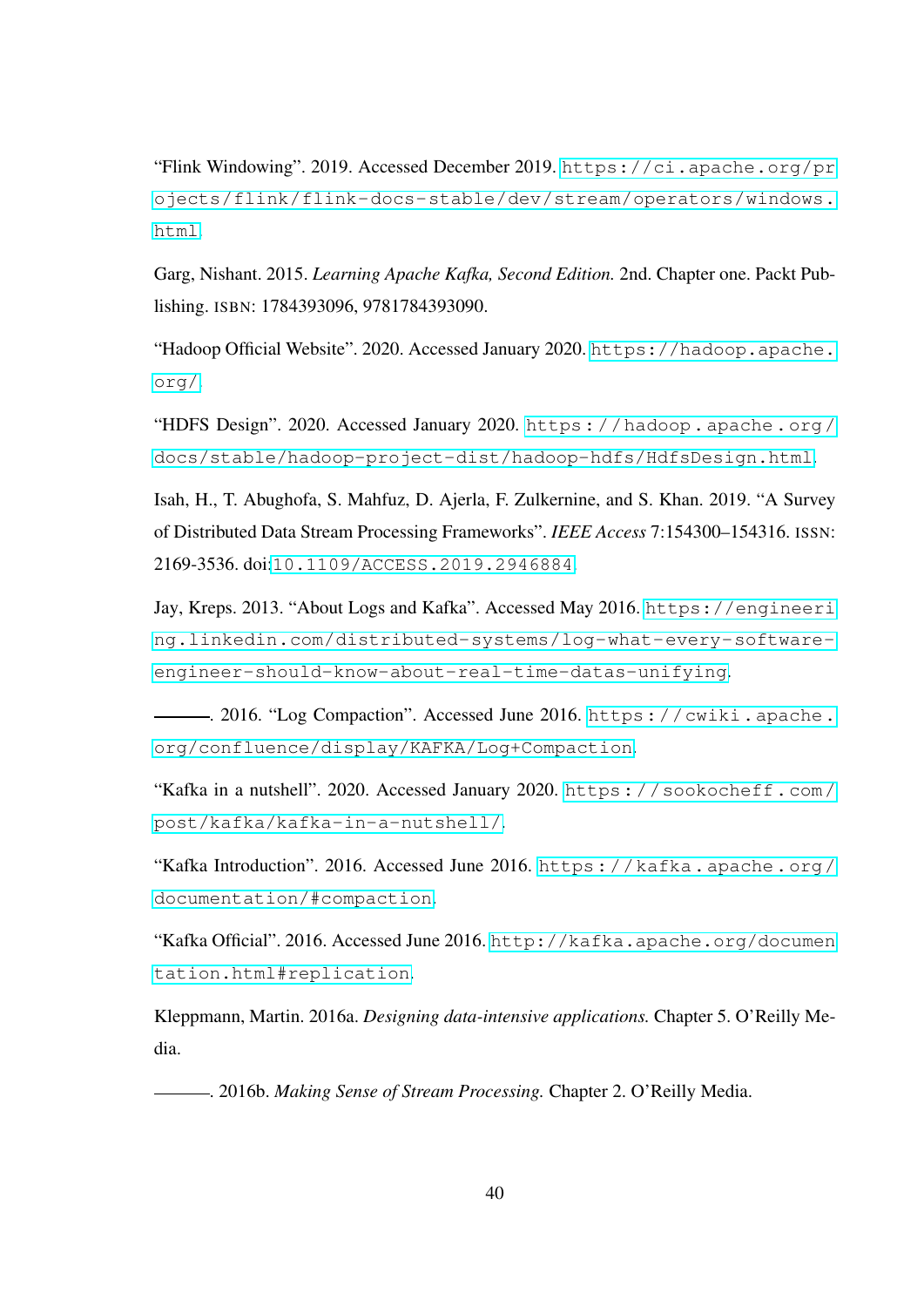"Flink Windowing". 2019. Accessed December 2019. https://ci.apache.org/projects/flink/flink-docs-stable/dev/stream/operators/windows.html.

Garg, Nishant. 2015. *Learning Apache Kafka, Second Edition.* 2nd. Chapter one. Packt Publishing. ISBN: 1784393096, 9781784393090.

"Hadoop Official Website". 2020. Accessed January 2020. https://hadoop.apache.org/.

"HDFS Design". 2020. Accessed January 2020. https://hadoop.apache.org/docs/stable/hadoop-project-dist/hadoop-hdfs/HdfsDesign.html.

Isah, H., T. Abughofa, S. Mahfuz, D. Ajerla, F. Zulkernine, and S. Khan. 2019. "A Survey of Distributed Data Stream Processing Frameworks". *IEEE Access* 7:154300–154316. ISSN: 2169-3536. doi:10.1109/ACCESS.2019.2946884.

Jay, Kreps. 2013. "About Logs and Kafka". Accessed May 2016. https://engineering.linkedin.com/distributed-systems/log-what-every-software-engineer-should-know-about-real-time-datas-unifying.

———. 2016. "Log Compaction". Accessed June 2016. https://cwiki.apache.org/confluence/display/KAFKA/Log+Compaction.

"Kafka in a nutshell". 2020. Accessed January 2020. https://sookocheff.com/post/kafka/kafka-in-a-nutshell/.

"Kafka Introduction". 2016. Accessed June 2016. https://kafka.apache.org/documentation/#compaction.

"Kafka Official". 2016. Accessed June 2016. http://kafka.apache.org/documentation.html#replication.

Kleppmann, Martin. 2016a. *Designing data-intensive applications.* Chapter 5. O'Reilly Media.

———. 2016b. *Making Sense of Stream Processing.* Chapter 2. O'Reilly Media.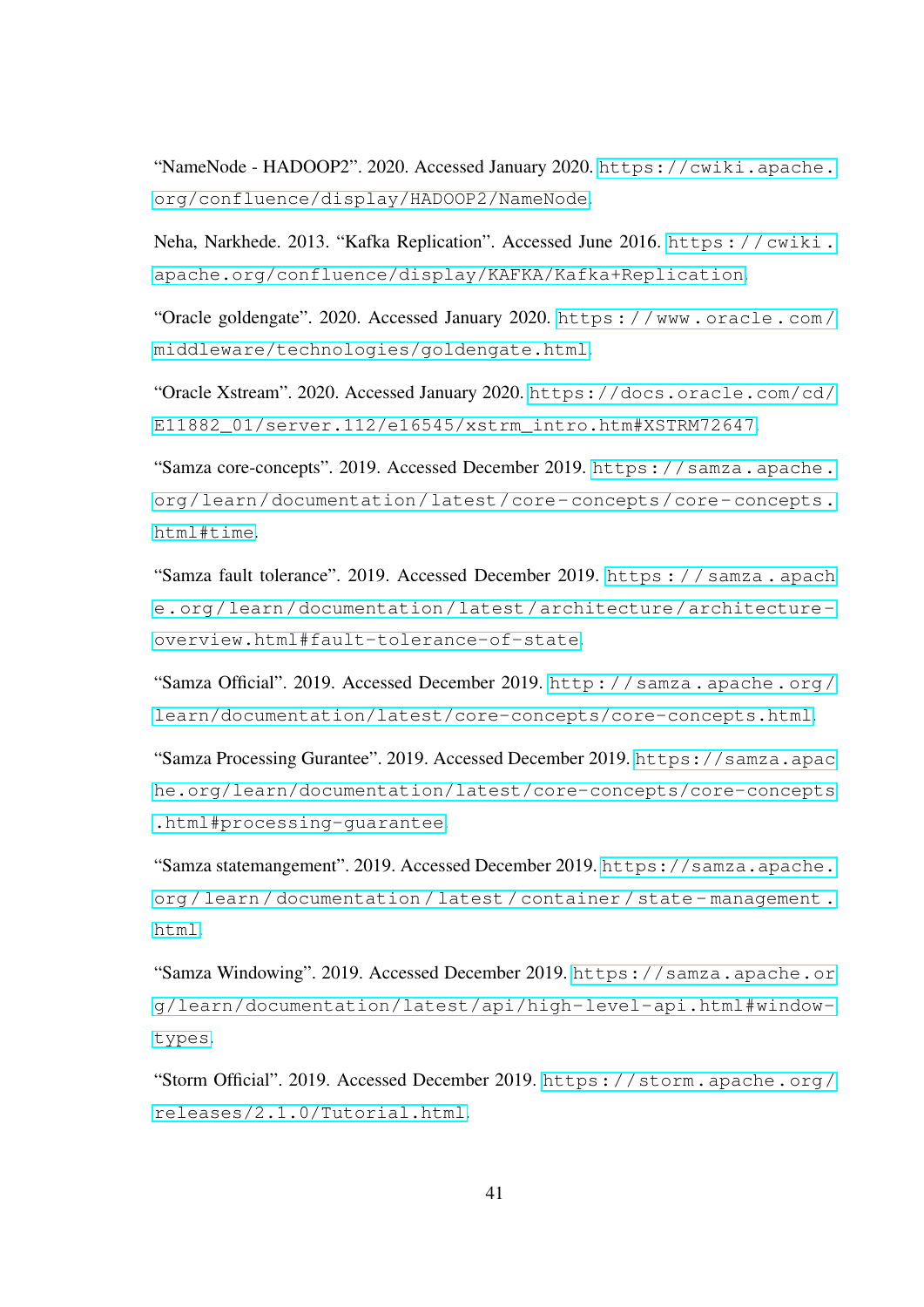"NameNode - HADOOP2". 2020. Accessed January 2020. https://cwiki.apache.org/confluence/display/HADOOP2/NameNode.

Neha, Narkhede. 2013. "Kafka Replication". Accessed June 2016. https://cwiki.apache.org/confluence/display/KAFKA/Kafka+Replication.

"Oracle goldengate". 2020. Accessed January 2020. https://www.oracle.com/middleware/technologies/goldengate.html.

"Oracle Xstream". 2020. Accessed January 2020. https://docs.oracle.com/cd/E11882_01/server.112/e16545/xstrm_intro.htm#XSTRM72647.

"Samza core-concepts". 2019. Accessed December 2019. https://samza.apache.org/learn/documentation/latest/core-concepts/core-concepts.html#time.

"Samza fault tolerance". 2019. Accessed December 2019. https://samza.apache.org/learn/documentation/latest/architecture/architecture-overview.html#fault-tolerance-of-state.

"Samza Official". 2019. Accessed December 2019. http://samza.apache.org/learn/documentation/latest/core-concepts/core-concepts.html.

"Samza Processing Gurantee". 2019. Accessed December 2019. https://samza.apache.org/learn/documentation/latest/core-concepts/core-concepts.html#processing-guarantee.

"Samza statemangement". 2019. Accessed December 2019. https://samza.apache.org/learn/documentation/latest/container/state-management.html.

"Samza Windowing". 2019. Accessed December 2019. https://samza.apache.org/learn/documentation/latest/api/high-level-api.html#window-types.

"Storm Official". 2019. Accessed December 2019. https://storm.apache.org/releases/2.1.0/Tutorial.html.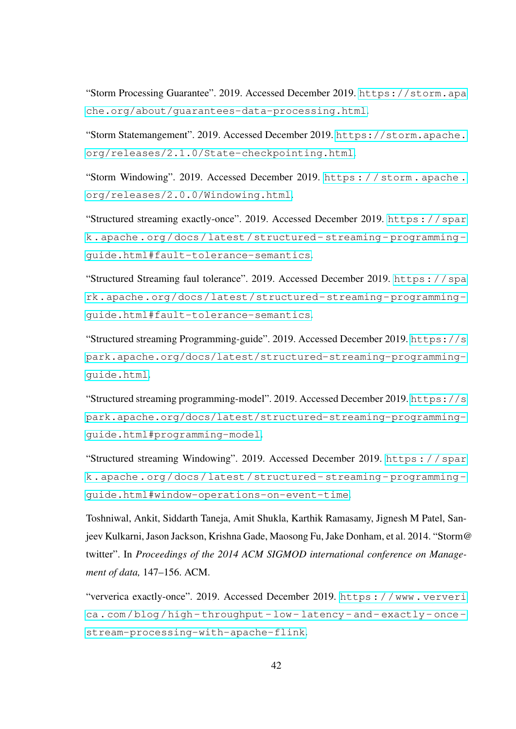"Storm Processing Guarantee". 2019. Accessed December 2019. https://storm.apache.org/about/guarantees-data-processing.html.

"Storm Statemangement". 2019. Accessed December 2019. https://storm.apache.org/releases/2.1.0/State-checkpointing.html.

"Storm Windowing". 2019. Accessed December 2019. https://storm.apache.org/releases/2.0.0/Windowing.html.

"Structured streaming exactly-once". 2019. Accessed December 2019. https://spark.apache.org/docs/latest/structured-streaming-programming-guide.html#fault-tolerance-semantics.

"Structured Streaming faul tolerance". 2019. Accessed December 2019. https://spark.apache.org/docs/latest/structured-streaming-programming-guide.html#fault-tolerance-semantics.

"Structured streaming Programming-guide". 2019. Accessed December 2019. https://spark.apache.org/docs/latest/structured-streaming-programming-guide.html.

"Structured streaming programming-model". 2019. Accessed December 2019. https://spark.apache.org/docs/latest/structured-streaming-programming-guide.html#programming-model.

"Structured streaming Windowing". 2019. Accessed December 2019. https://spark.apache.org/docs/latest/structured-streaming-programming-guide.html#window-operations-on-event-time.

Toshniwal, Ankit, Siddarth Taneja, Amit Shukla, Karthik Ramasamy, Jignesh M Patel, Sanjeev Kulkarni, Jason Jackson, Krishna Gade, Maosong Fu, Jake Donham, et al. 2014. "Storm@twitter". In *Proceedings of the 2014 ACM SIGMOD international conference on Management of data,* 147–156. ACM.

"ververica exactly-once". 2019. Accessed December 2019. https://www.ververica.com/blog/high-throughput-low-latency-and-exactly-once-stream-processing-with-apache-flink.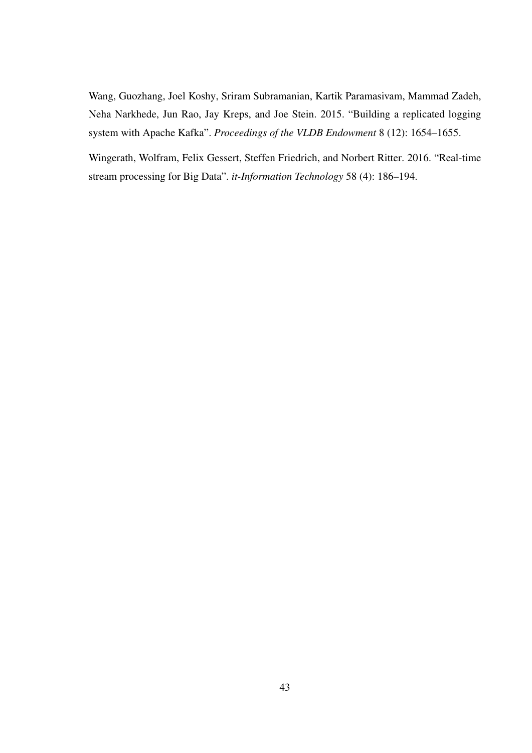Wang, Guozhang, Joel Koshy, Sriram Subramanian, Kartik Paramasivam, Mammad Zadeh, Neha Narkhede, Jun Rao, Jay Kreps, and Joe Stein. 2015. "Building a replicated logging system with Apache Kafka". *Proceedings of the VLDB Endowment* 8 (12): 1654–1655.

Wingerath, Wolfram, Felix Gessert, Steffen Friedrich, and Norbert Ritter. 2016. "Real-time stream processing for Big Data". *it-Information Technology* 58 (4): 186–194.